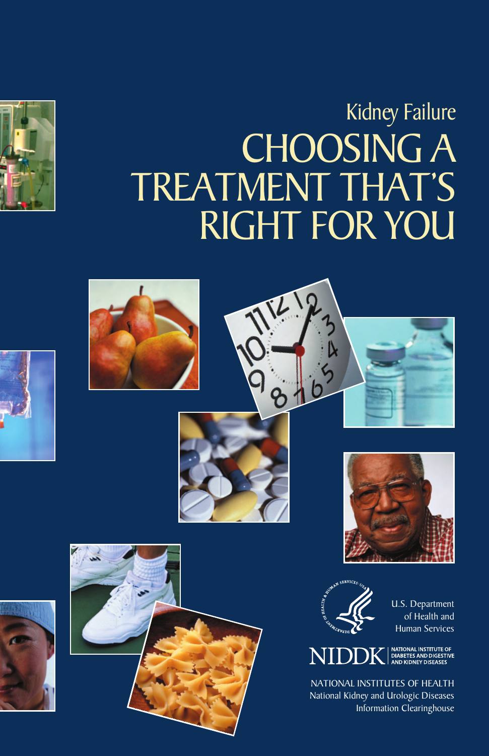Kidney Failure

# CHOOSING A TREATMENT THAT'S RIGHT FOR YOU

U.S. Department of Health and Human Services

NIDDK NATIONAL INSTITUTE OF DIABETES AND DIGESTIVE AND KIDNEY DISEASES

NATIONAL INSTITUTES OF HEALTH
National Kidney and Urologic Diseases Information Clearinghouse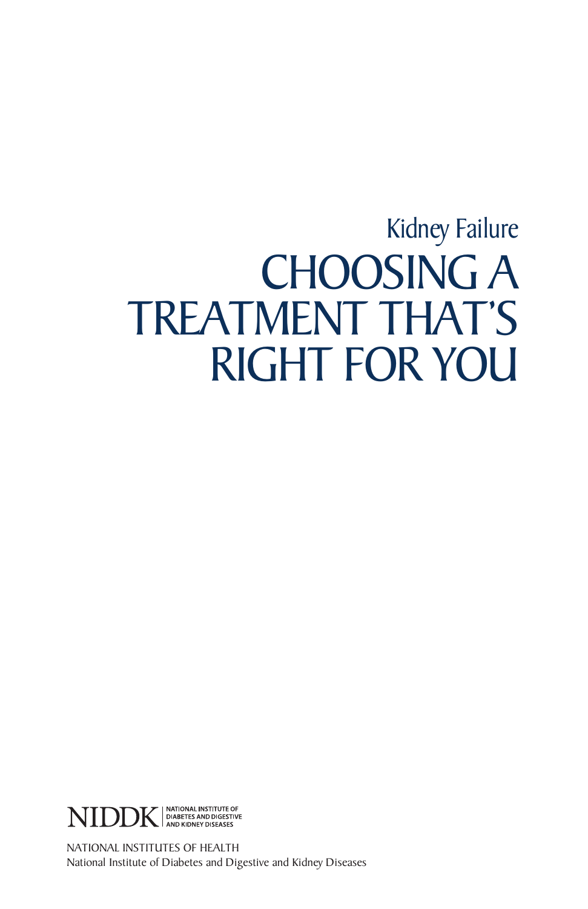Kidney Failure

# CHOOSING A TREATMENT THAT'S RIGHT FOR YOU

NIDDK | NATIONAL INSTITUTE OF DIABETES AND DIGESTIVE AND KIDNEY DISEASES

NATIONAL INSTITUTES OF HEALTH
National Institute of Diabetes and Digestive and Kidney Diseases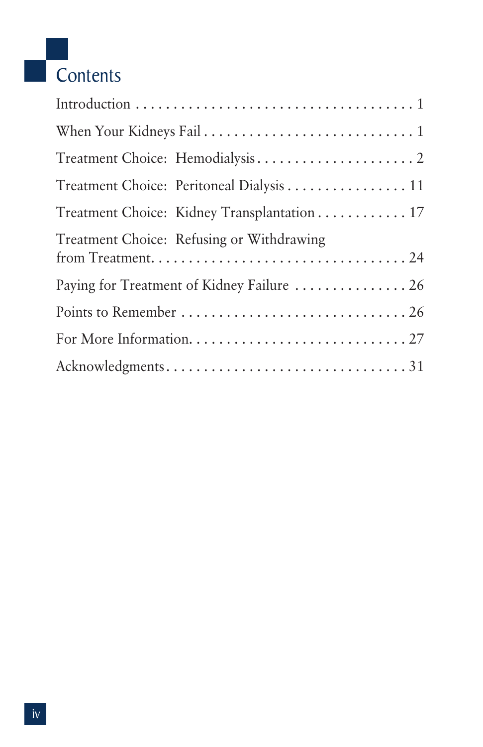# Contents

| | |
|---|---|
| Introduction | 1 |
| When Your Kidneys Fail | 1 |
| Treatment Choice: Hemodialysis | 2 |
| Treatment Choice: Peritoneal Dialysis | 11 |
| Treatment Choice: Kidney Transplantation | 17 |
| Treatment Choice: Refusing or Withdrawing from Treatment | 24 |
| Paying for Treatment of Kidney Failure | 26 |
| Points to Remember | 26 |
| For More Information | 27 |
| Acknowledgments | 31 |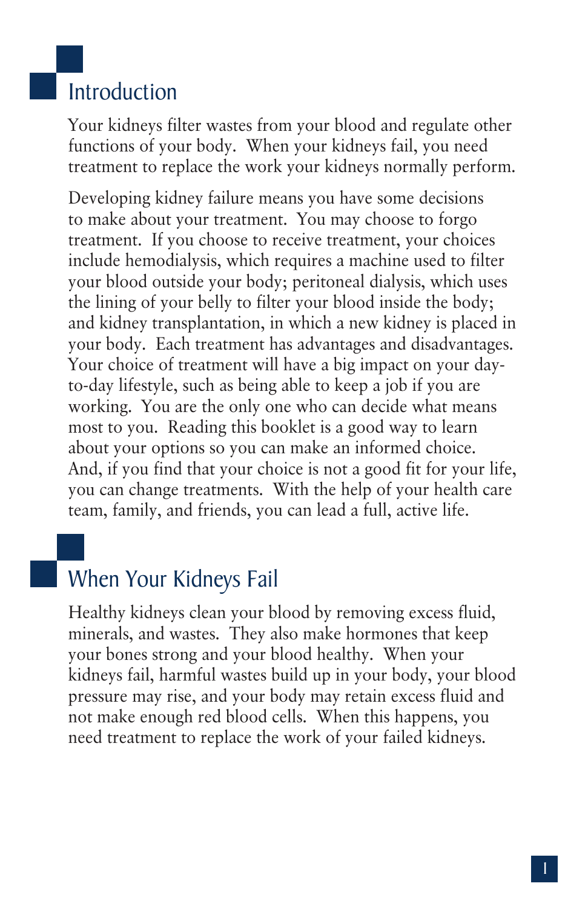## Introduction

Your kidneys filter wastes from your blood and regulate other functions of your body. When your kidneys fail, you need treatment to replace the work your kidneys normally perform.

Developing kidney failure means you have some decisions to make about your treatment. You may choose to forgo treatment. If you choose to receive treatment, your choices include hemodialysis, which requires a machine used to filter your blood outside your body; peritoneal dialysis, which uses the lining of your belly to filter your blood inside the body; and kidney transplantation, in which a new kidney is placed in your body. Each treatment has advantages and disadvantages. Your choice of treatment will have a big impact on your day-to-day lifestyle, such as being able to keep a job if you are working. You are the only one who can decide what means most to you. Reading this booklet is a good way to learn about your options so you can make an informed choice. And, if you find that your choice is not a good fit for your life, you can change treatments. With the help of your health care team, family, and friends, you can lead a full, active life.

## When Your Kidneys Fail

Healthy kidneys clean your blood by removing excess fluid, minerals, and wastes. They also make hormones that keep your bones strong and your blood healthy. When your kidneys fail, harmful wastes build up in your body, your blood pressure may rise, and your body may retain excess fluid and not make enough red blood cells. When this happens, you need treatment to replace the work of your failed kidneys.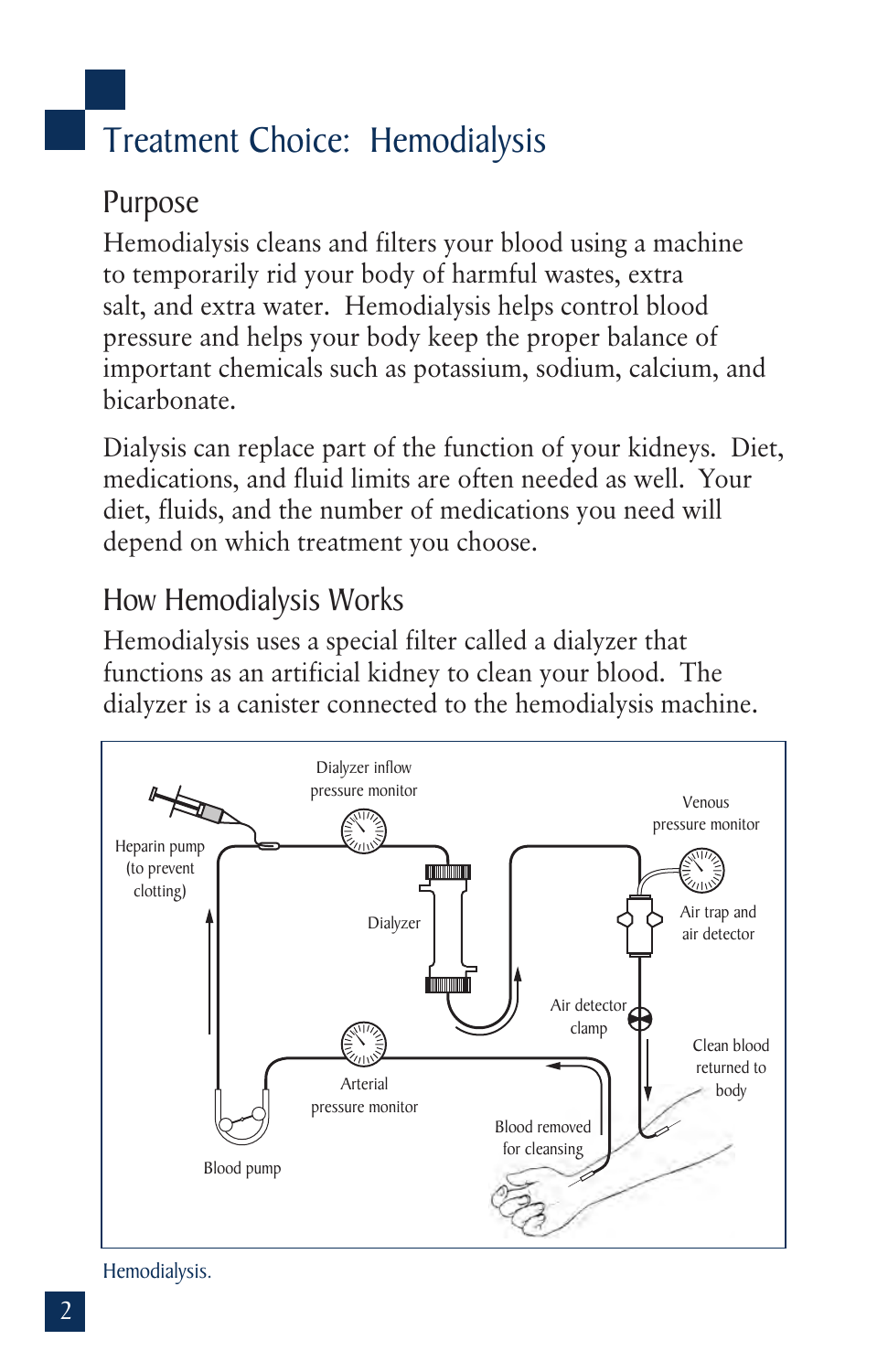# Treatment Choice: Hemodialysis

## Purpose

Hemodialysis cleans and filters your blood using a machine to temporarily rid your body of harmful wastes, extra salt, and extra water. Hemodialysis helps control blood pressure and helps your body keep the proper balance of important chemicals such as potassium, sodium, calcium, and bicarbonate.

Dialysis can replace part of the function of your kidneys. Diet, medications, and fluid limits are often needed as well. Your diet, fluids, and the number of medications you need will depend on which treatment you choose.

## How Hemodialysis Works

Hemodialysis uses a special filter called a dialyzer that functions as an artificial kidney to clean your blood. The dialyzer is a canister connected to the hemodialysis machine.

Dialyzer inflow pressure monitor

Venous pressure monitor

Heparin pump (to prevent clotting)

Dialyzer

Air trap and air detector

Air detector clamp

Clean blood returned to body

Arterial pressure monitor

Blood removed for cleansing

Blood pump

Hemodialysis.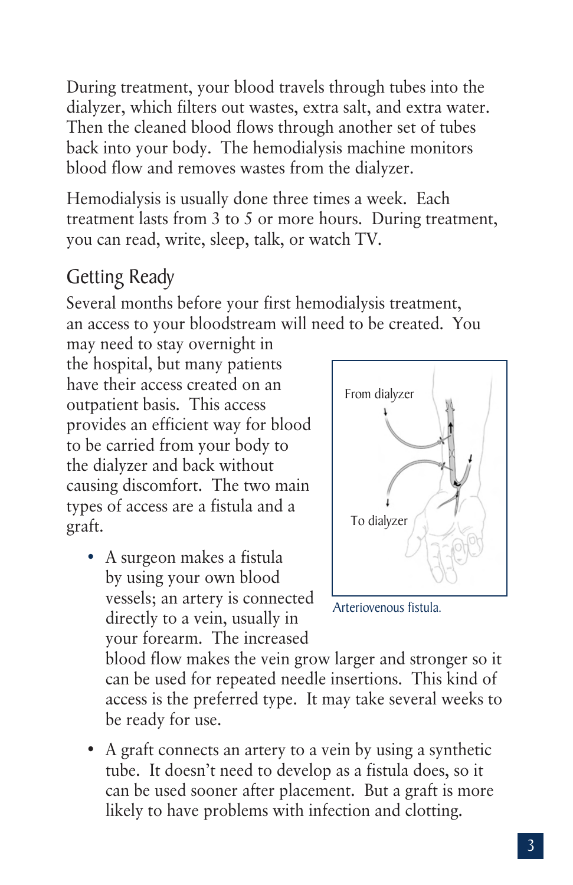During treatment, your blood travels through tubes into the dialyzer, which filters out wastes, extra salt, and extra water. Then the cleaned blood flows through another set of tubes back into your body. The hemodialysis machine monitors blood flow and removes wastes from the dialyzer.

Hemodialysis is usually done three times a week. Each treatment lasts from 3 to 5 or more hours. During treatment, you can read, write, sleep, talk, or watch TV.

## Getting Ready

Several months before your first hemodialysis treatment, an access to your bloodstream will need to be created. You may need to stay overnight in the hospital, but many patients have their access created on an outpatient basis. This access provides an efficient way for blood to be carried from your body to the dialyzer and back without causing discomfort. The two main types of access are a fistula and a graft.

From dialyzer

To dialyzer

Arteriovenous fistula.

- A surgeon makes a fistula by using your own blood vessels; an artery is connected directly to a vein, usually in your forearm. The increased blood flow makes the vein grow larger and stronger so it can be used for repeated needle insertions. This kind of access is the preferred type. It may take several weeks to be ready for use.

- A graft connects an artery to a vein by using a synthetic tube. It doesn't need to develop as a fistula does, so it can be used sooner after placement. But a graft is more likely to have problems with infection and clotting.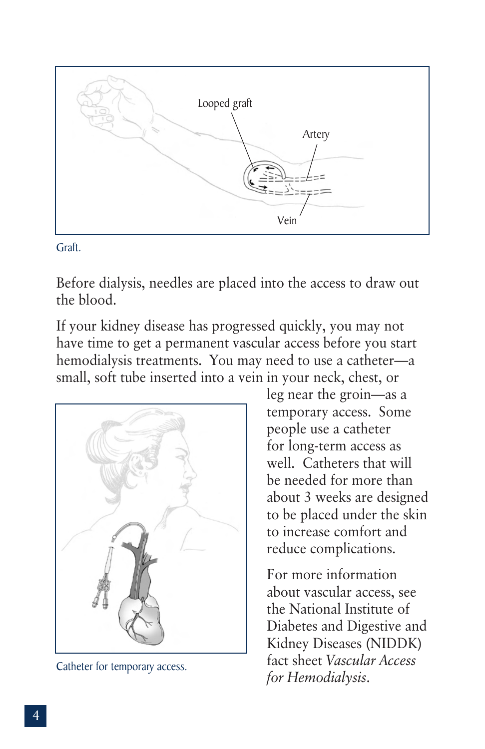Graft.

Before dialysis, needles are placed into the access to draw out the blood.

If your kidney disease has progressed quickly, you may not have time to get a permanent vascular access before you start hemodialysis treatments. You may need to use a catheter—a small, soft tube inserted into a vein in your neck, chest, or leg near the groin—as a temporary access. Some people use a catheter for long-term access as well. Catheters that will be needed for more than about 3 weeks are designed to be placed under the skin to increase comfort and reduce complications.

Catheter for temporary access.

For more information about vascular access, see the National Institute of Diabetes and Digestive and Kidney Diseases (NIDDK) fact sheet *Vascular Access for Hemodialysis*.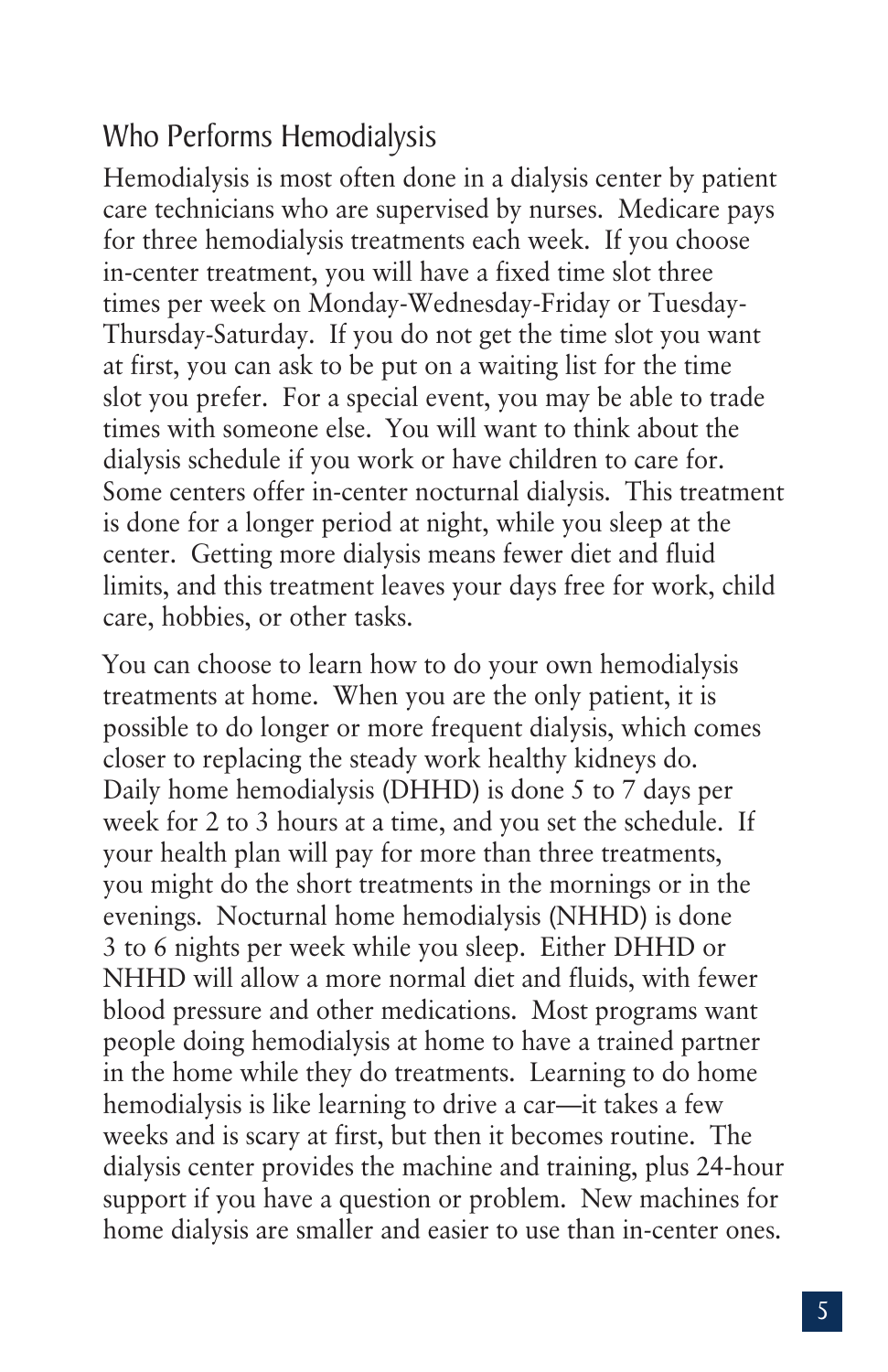## Who Performs Hemodialysis

Hemodialysis is most often done in a dialysis center by patient care technicians who are supervised by nurses. Medicare pays for three hemodialysis treatments each week. If you choose in-center treatment, you will have a fixed time slot three times per week on Monday-Wednesday-Friday or Tuesday-Thursday-Saturday. If you do not get the time slot you want at first, you can ask to be put on a waiting list for the time slot you prefer. For a special event, you may be able to trade times with someone else. You will want to think about the dialysis schedule if you work or have children to care for. Some centers offer in-center nocturnal dialysis. This treatment is done for a longer period at night, while you sleep at the center. Getting more dialysis means fewer diet and fluid limits, and this treatment leaves your days free for work, child care, hobbies, or other tasks.

You can choose to learn how to do your own hemodialysis treatments at home. When you are the only patient, it is possible to do longer or more frequent dialysis, which comes closer to replacing the steady work healthy kidneys do. Daily home hemodialysis (DHHD) is done 5 to 7 days per week for 2 to 3 hours at a time, and you set the schedule. If your health plan will pay for more than three treatments, you might do the short treatments in the mornings or in the evenings. Nocturnal home hemodialysis (NHHD) is done 3 to 6 nights per week while you sleep. Either DHHD or NHHD will allow a more normal diet and fluids, with fewer blood pressure and other medications. Most programs want people doing hemodialysis at home to have a trained partner in the home while they do treatments. Learning to do home hemodialysis is like learning to drive a car—it takes a few weeks and is scary at first, but then it becomes routine. The dialysis center provides the machine and training, plus 24-hour support if you have a question or problem. New machines for home dialysis are smaller and easier to use than in-center ones.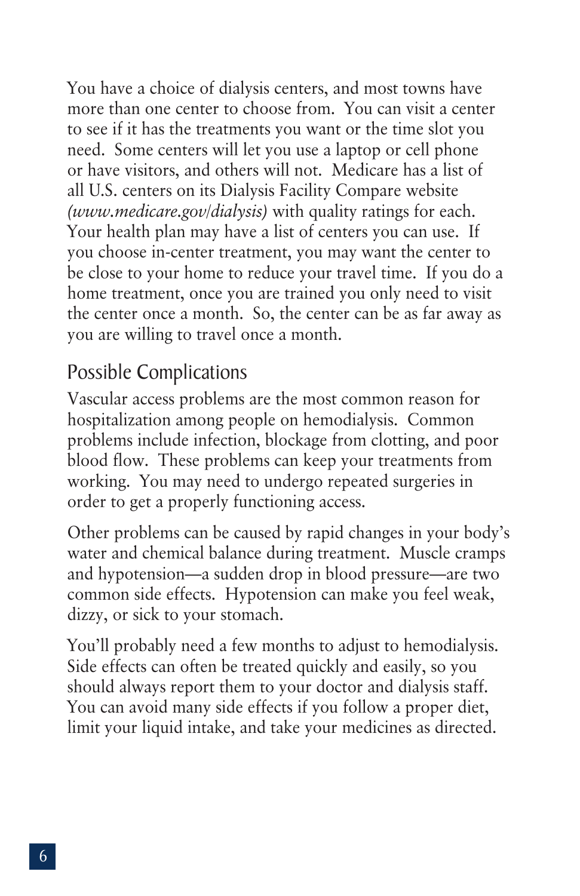You have a choice of dialysis centers, and most towns have more than one center to choose from. You can visit a center to see if it has the treatments you want or the time slot you need. Some centers will let you use a laptop or cell phone or have visitors, and others will not. Medicare has a list of all U.S. centers on its Dialysis Facility Compare website *(www.medicare.gov/dialysis)* with quality ratings for each. Your health plan may have a list of centers you can use. If you choose in-center treatment, you may want the center to be close to your home to reduce your travel time. If you do a home treatment, once you are trained you only need to visit the center once a month. So, the center can be as far away as you are willing to travel once a month.

## Possible Complications

Vascular access problems are the most common reason for hospitalization among people on hemodialysis. Common problems include infection, blockage from clotting, and poor blood flow. These problems can keep your treatments from working. You may need to undergo repeated surgeries in order to get a properly functioning access.

Other problems can be caused by rapid changes in your body's water and chemical balance during treatment. Muscle cramps and hypotension—a sudden drop in blood pressure—are two common side effects. Hypotension can make you feel weak, dizzy, or sick to your stomach.

You'll probably need a few months to adjust to hemodialysis. Side effects can often be treated quickly and easily, so you should always report them to your doctor and dialysis staff. You can avoid many side effects if you follow a proper diet, limit your liquid intake, and take your medicines as directed.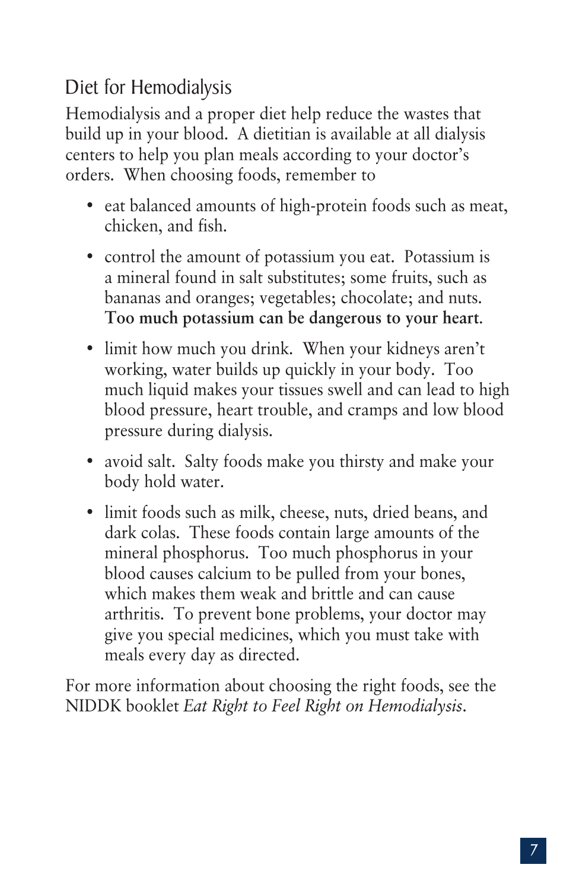## Diet for Hemodialysis

Hemodialysis and a proper diet help reduce the wastes that build up in your blood. A dietitian is available at all dialysis centers to help you plan meals according to your doctor's orders. When choosing foods, remember to

- eat balanced amounts of high-protein foods such as meat, chicken, and fish.
- control the amount of potassium you eat. Potassium is a mineral found in salt substitutes; some fruits, such as bananas and oranges; vegetables; chocolate; and nuts. **Too much potassium can be dangerous to your heart**.
- limit how much you drink. When your kidneys aren't working, water builds up quickly in your body. Too much liquid makes your tissues swell and can lead to high blood pressure, heart trouble, and cramps and low blood pressure during dialysis.
- avoid salt. Salty foods make you thirsty and make your body hold water.
- limit foods such as milk, cheese, nuts, dried beans, and dark colas. These foods contain large amounts of the mineral phosphorus. Too much phosphorus in your blood causes calcium to be pulled from your bones, which makes them weak and brittle and can cause arthritis. To prevent bone problems, your doctor may give you special medicines, which you must take with meals every day as directed.

For more information about choosing the right foods, see the NIDDK booklet *Eat Right to Feel Right on Hemodialysis*.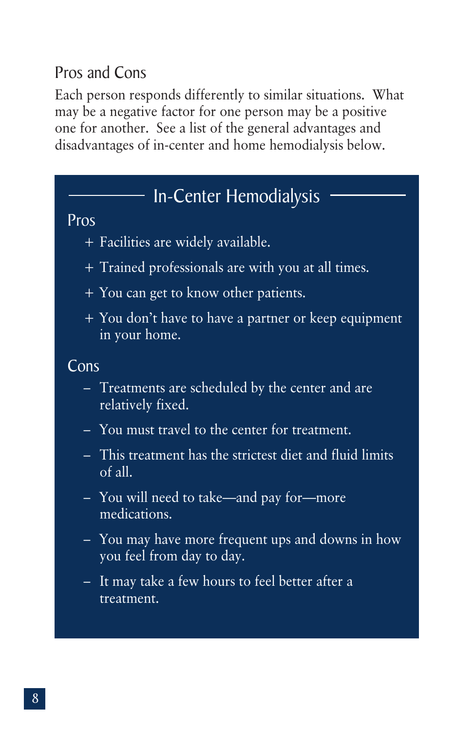## Pros and Cons

Each person responds differently to similar situations. What may be a negative factor for one person may be a positive one for another. See a list of the general advantages and disadvantages of in-center and home hemodialysis below.

### In-Center Hemodialysis

#### Pros

+ Facilities are widely available.
+ Trained professionals are with you at all times.
+ You can get to know other patients.
+ You don't have to have a partner or keep equipment in your home.

#### Cons

– Treatments are scheduled by the center and are relatively fixed.

– You must travel to the center for treatment.

– This treatment has the strictest diet and fluid limits of all.

– You will need to take—and pay for—more medications.

– You may have more frequent ups and downs in how you feel from day to day.

– It may take a few hours to feel better after a treatment.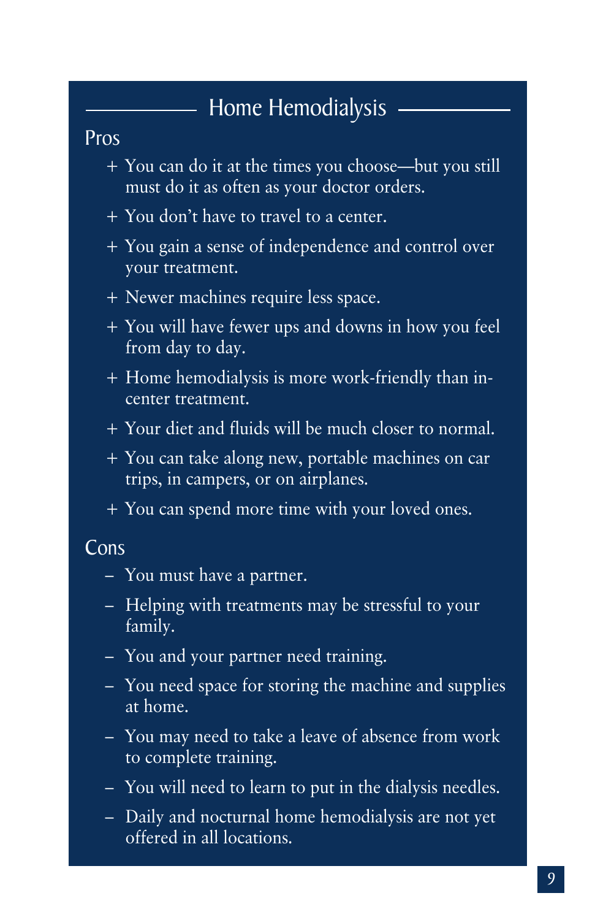## Home Hemodialysis

### Pros

- + You can do it at the times you choose—but you still must do it as often as your doctor orders.
- + You don't have to travel to a center.
- + You gain a sense of independence and control over your treatment.
- + Newer machines require less space.
- + You will have fewer ups and downs in how you feel from day to day.
- + Home hemodialysis is more work-friendly than in-center treatment.
- + Your diet and fluids will be much closer to normal.
- + You can take along new, portable machines on car trips, in campers, or on airplanes.
- + You can spend more time with your loved ones.

### Cons

- – You must have a partner.
- – Helping with treatments may be stressful to your family.
- – You and your partner need training.
- – You need space for storing the machine and supplies at home.
- – You may need to take a leave of absence from work to complete training.
- – You will need to learn to put in the dialysis needles.
- – Daily and nocturnal home hemodialysis are not yet offered in all locations.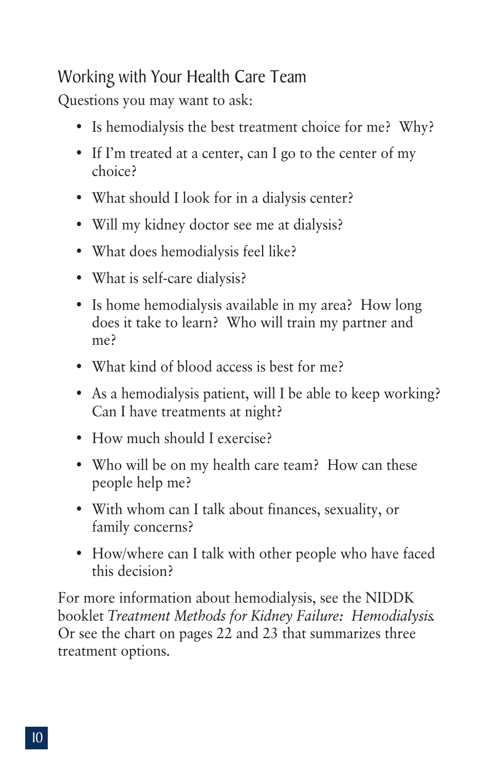## Working with Your Health Care Team

Questions you may want to ask:

- Is hemodialysis the best treatment choice for me? Why?
- If I'm treated at a center, can I go to the center of my choice?
- What should I look for in a dialysis center?
- Will my kidney doctor see me at dialysis?
- What does hemodialysis feel like?
- What is self-care dialysis?
- Is home hemodialysis available in my area? How long does it take to learn? Who will train my partner and me?
- What kind of blood access is best for me?
- As a hemodialysis patient, will I be able to keep working? Can I have treatments at night?
- How much should I exercise?
- Who will be on my health care team? How can these people help me?
- With whom can I talk about finances, sexuality, or family concerns?
- How/where can I talk with other people who have faced this decision?

For more information about hemodialysis, see the NIDDK booklet *Treatment Methods for Kidney Failure: Hemodialysis*. Or see the chart on pages 22 and 23 that summarizes three treatment options.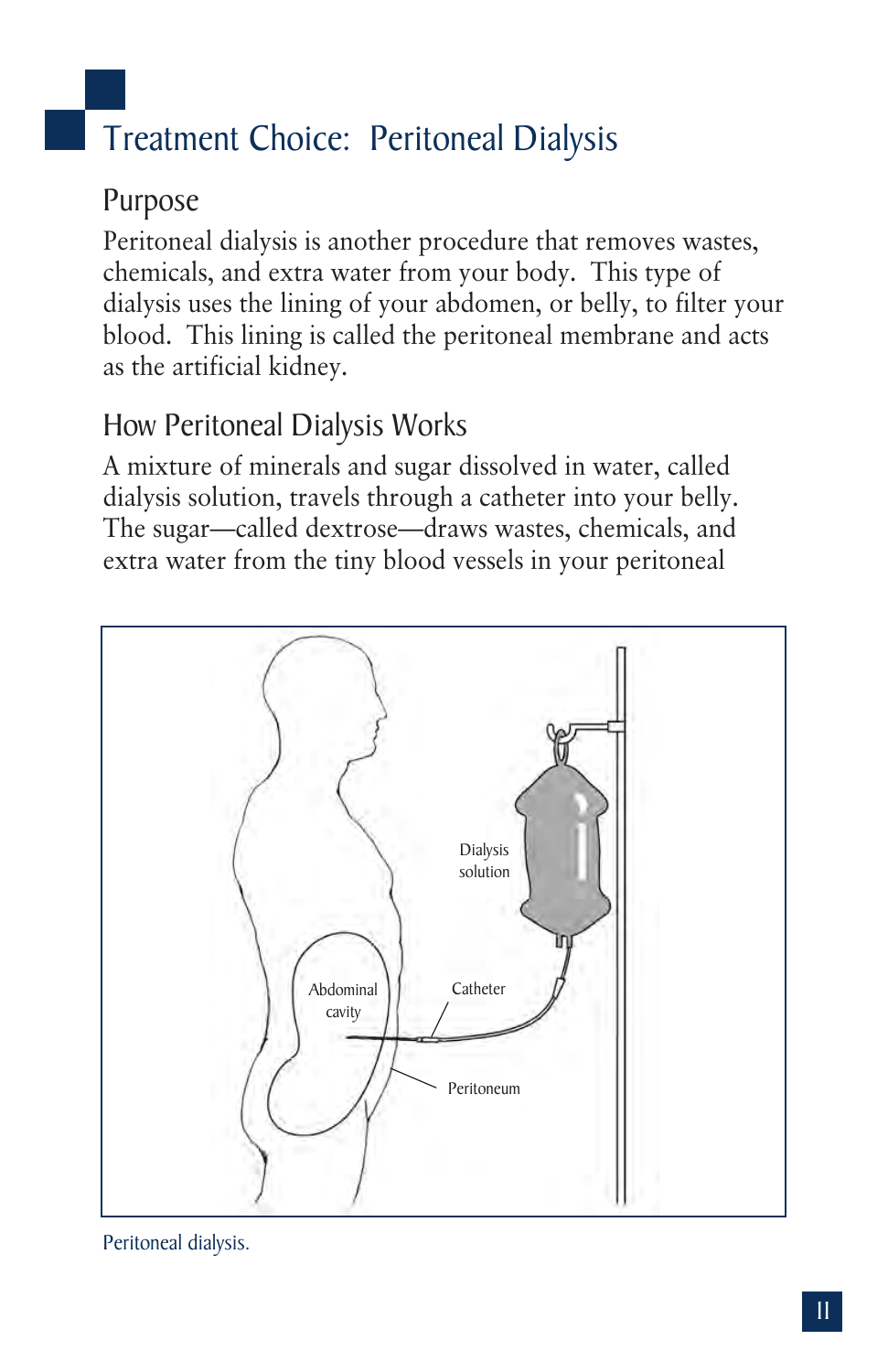# Treatment Choice: Peritoneal Dialysis

## Purpose

Peritoneal dialysis is another procedure that removes wastes, chemicals, and extra water from your body. This type of dialysis uses the lining of your abdomen, or belly, to filter your blood. This lining is called the peritoneal membrane and acts as the artificial kidney.

## How Peritoneal Dialysis Works

A mixture of minerals and sugar dissolved in water, called dialysis solution, travels through a catheter into your belly. The sugar—called dextrose—draws wastes, chemicals, and extra water from the tiny blood vessels in your peritoneal

Peritoneal dialysis.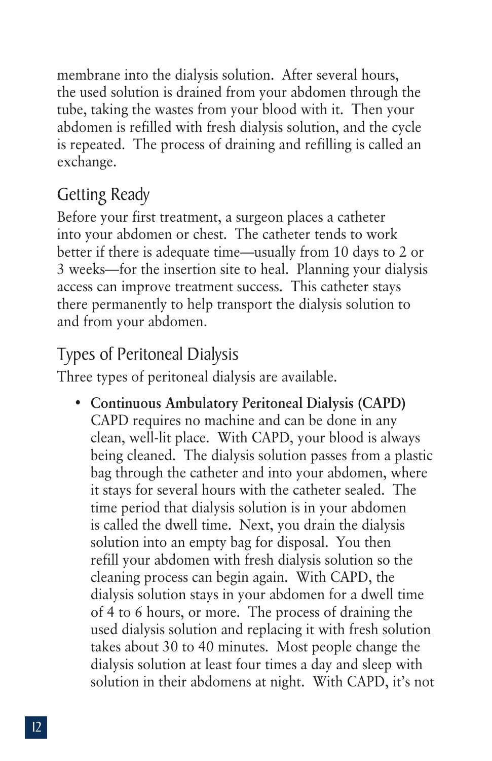membrane into the dialysis solution. After several hours, the used solution is drained from your abdomen through the tube, taking the wastes from your blood with it. Then your abdomen is refilled with fresh dialysis solution, and the cycle is repeated. The process of draining and refilling is called an exchange.

## Getting Ready

Before your first treatment, a surgeon places a catheter into your abdomen or chest. The catheter tends to work better if there is adequate time—usually from 10 days to 2 or 3 weeks—for the insertion site to heal. Planning your dialysis access can improve treatment success. This catheter stays there permanently to help transport the dialysis solution to and from your abdomen.

## Types of Peritoneal Dialysis

Three types of peritoneal dialysis are available.

- **Continuous Ambulatory Peritoneal Dialysis (CAPD)** CAPD requires no machine and can be done in any clean, well-lit place. With CAPD, your blood is always being cleaned. The dialysis solution passes from a plastic bag through the catheter and into your abdomen, where it stays for several hours with the catheter sealed. The time period that dialysis solution is in your abdomen is called the dwell time. Next, you drain the dialysis solution into an empty bag for disposal. You then refill your abdomen with fresh dialysis solution so the cleaning process can begin again. With CAPD, the dialysis solution stays in your abdomen for a dwell time of 4 to 6 hours, or more. The process of draining the used dialysis solution and replacing it with fresh solution takes about 30 to 40 minutes. Most people change the dialysis solution at least four times a day and sleep with solution in their abdomens at night. With CAPD, it's not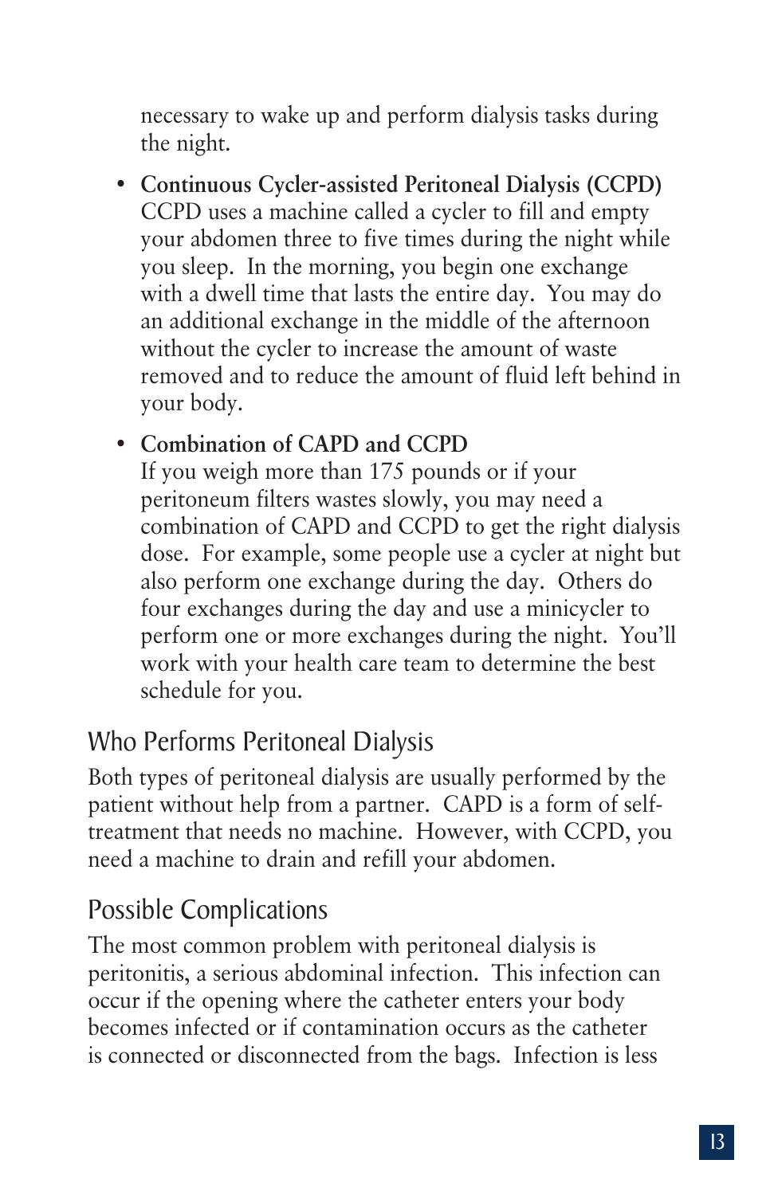necessary to wake up and perform dialysis tasks during the night.

- **Continuous Cycler-assisted Peritoneal Dialysis (CCPD)** CCPD uses a machine called a cycler to fill and empty your abdomen three to five times during the night while you sleep. In the morning, you begin one exchange with a dwell time that lasts the entire day. You may do an additional exchange in the middle of the afternoon without the cycler to increase the amount of waste removed and to reduce the amount of fluid left behind in your body.

- **Combination of CAPD and CCPD** If you weigh more than 175 pounds or if your peritoneum filters wastes slowly, you may need a combination of CAPD and CCPD to get the right dialysis dose. For example, some people use a cycler at night but also perform one exchange during the day. Others do four exchanges during the day and use a minicycler to perform one or more exchanges during the night. You'll work with your health care team to determine the best schedule for you.

## Who Performs Peritoneal Dialysis

Both types of peritoneal dialysis are usually performed by the patient without help from a partner. CAPD is a form of self-treatment that needs no machine. However, with CCPD, you need a machine to drain and refill your abdomen.

## Possible Complications

The most common problem with peritoneal dialysis is peritonitis, a serious abdominal infection. This infection can occur if the opening where the catheter enters your body becomes infected or if contamination occurs as the catheter is connected or disconnected from the bags. Infection is less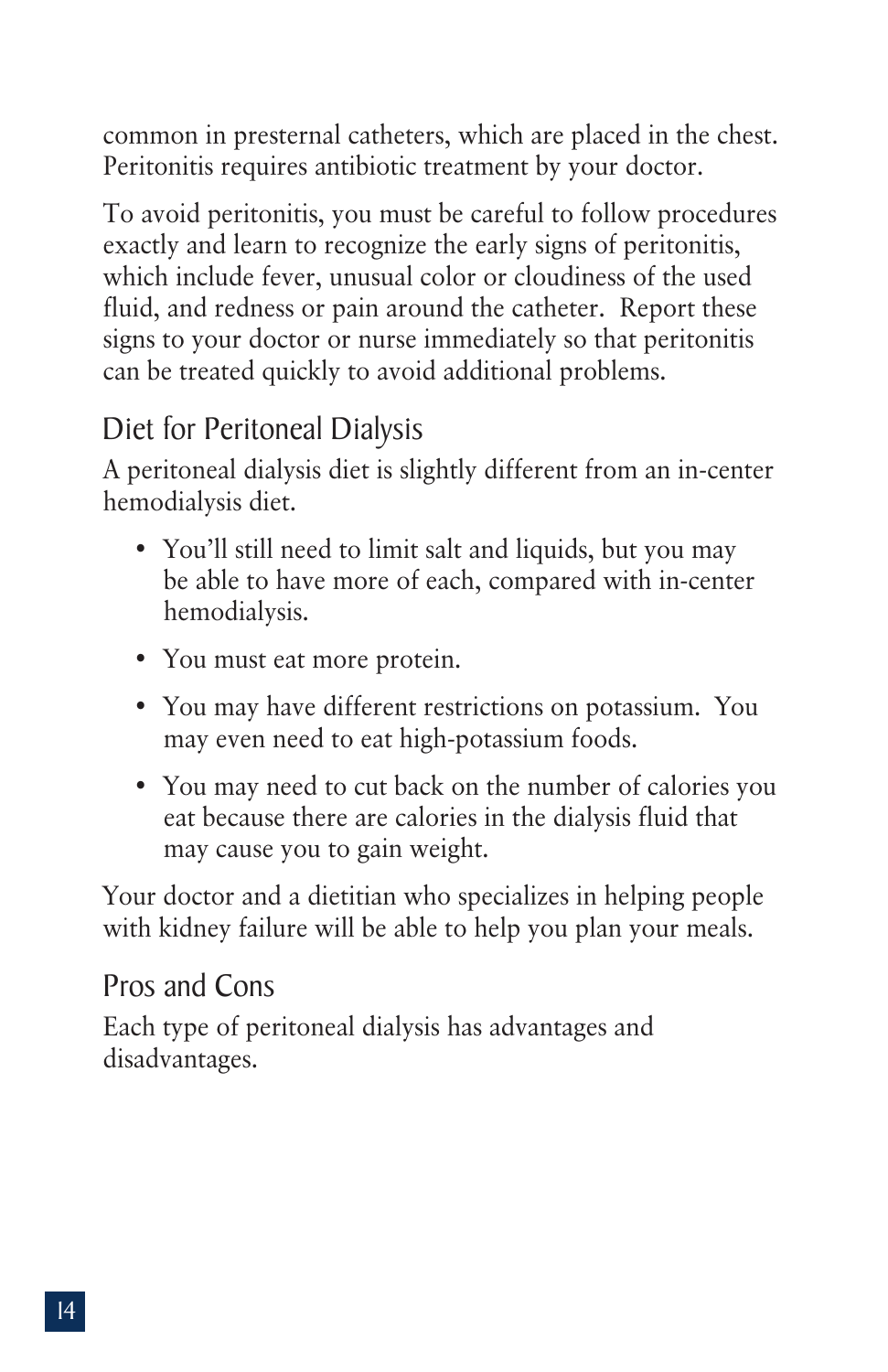common in presternal catheters, which are placed in the chest. Peritonitis requires antibiotic treatment by your doctor.

To avoid peritonitis, you must be careful to follow procedures exactly and learn to recognize the early signs of peritonitis, which include fever, unusual color or cloudiness of the used fluid, and redness or pain around the catheter. Report these signs to your doctor or nurse immediately so that peritonitis can be treated quickly to avoid additional problems.

## Diet for Peritoneal Dialysis

A peritoneal dialysis diet is slightly different from an in-center hemodialysis diet.

- You'll still need to limit salt and liquids, but you may be able to have more of each, compared with in-center hemodialysis.
- You must eat more protein.
- You may have different restrictions on potassium. You may even need to eat high-potassium foods.
- You may need to cut back on the number of calories you eat because there are calories in the dialysis fluid that may cause you to gain weight.

Your doctor and a dietitian who specializes in helping people with kidney failure will be able to help you plan your meals.

## Pros and Cons

Each type of peritoneal dialysis has advantages and disadvantages.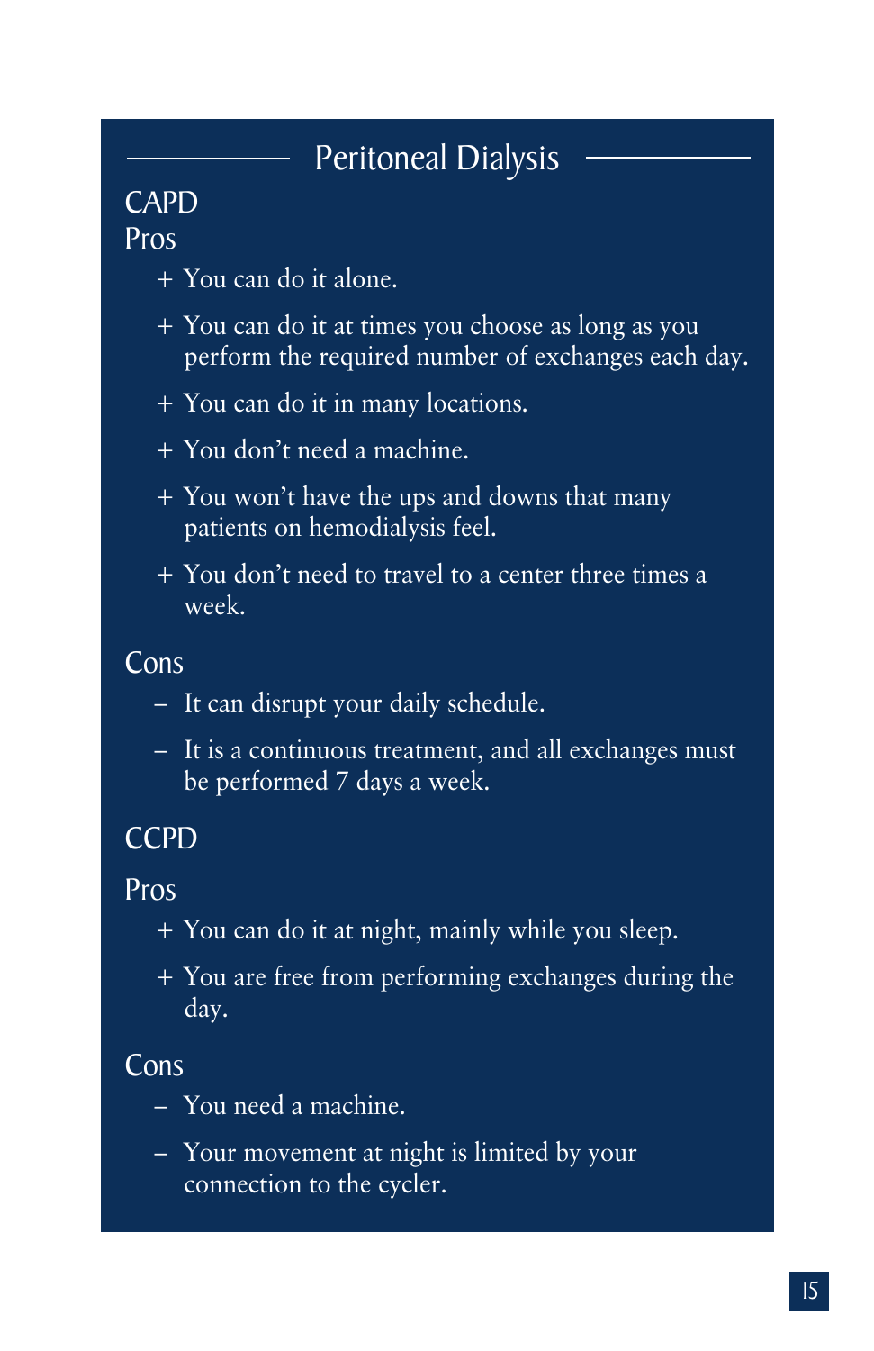## Peritoneal Dialysis

### CAPD

#### Pros

- + You can do it alone.
- + You can do it at times you choose as long as you perform the required number of exchanges each day.
- + You can do it in many locations.
- + You don't need a machine.
- + You won't have the ups and downs that many patients on hemodialysis feel.
- + You don't need to travel to a center three times a week.

#### Cons

- – It can disrupt your daily schedule.
- – It is a continuous treatment, and all exchanges must be performed 7 days a week.

### CCPD

#### Pros

- + You can do it at night, mainly while you sleep.
- + You are free from performing exchanges during the day.

#### Cons

- – You need a machine.
- – Your movement at night is limited by your connection to the cycler.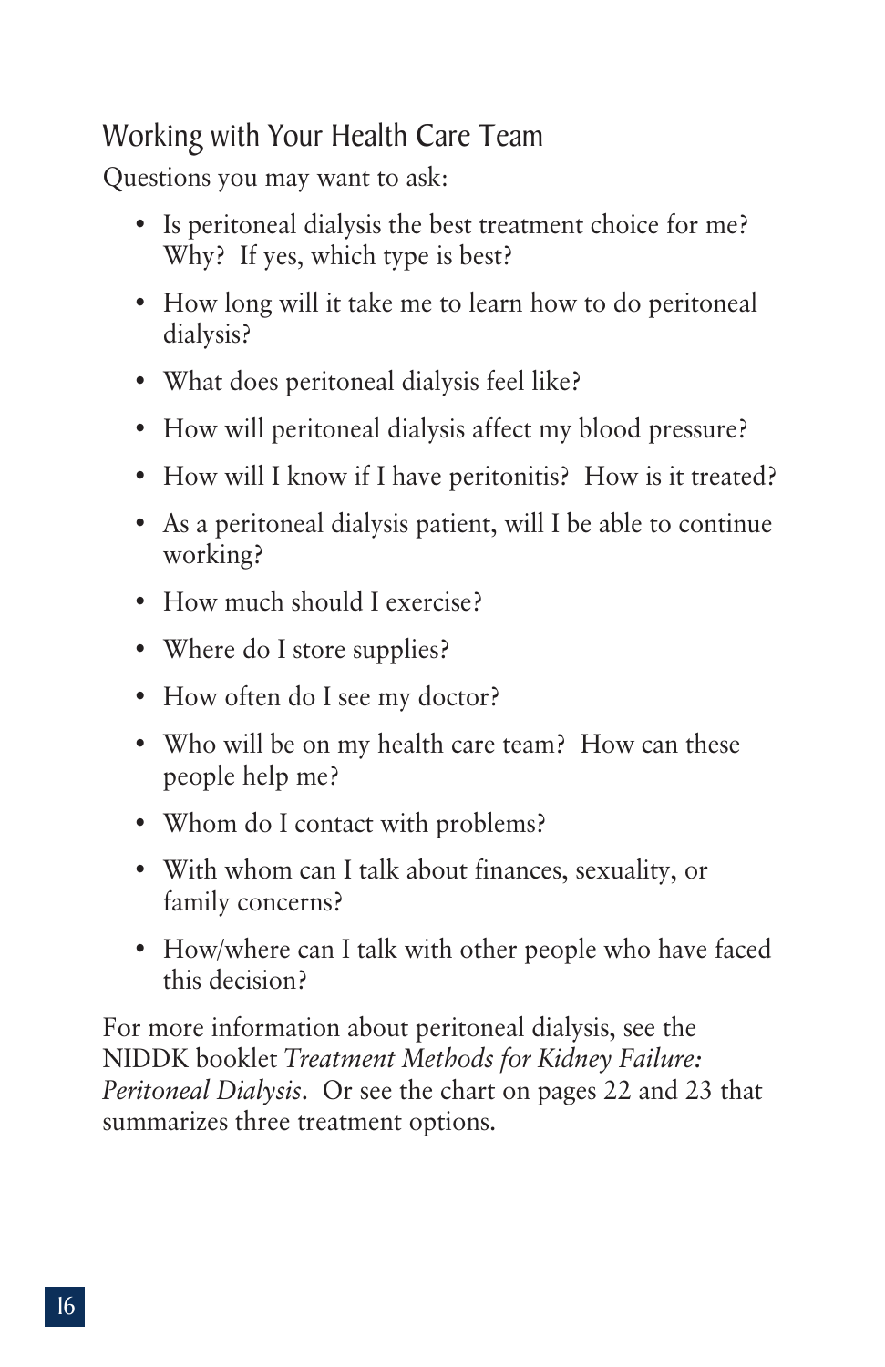## Working with Your Health Care Team

Questions you may want to ask:

- Is peritoneal dialysis the best treatment choice for me? Why? If yes, which type is best?
- How long will it take me to learn how to do peritoneal dialysis?
- What does peritoneal dialysis feel like?
- How will peritoneal dialysis affect my blood pressure?
- How will I know if I have peritonitis? How is it treated?
- As a peritoneal dialysis patient, will I be able to continue working?
- How much should I exercise?
- Where do I store supplies?
- How often do I see my doctor?
- Who will be on my health care team? How can these people help me?
- Whom do I contact with problems?
- With whom can I talk about finances, sexuality, or family concerns?
- How/where can I talk with other people who have faced this decision?

For more information about peritoneal dialysis, see the NIDDK booklet *Treatment Methods for Kidney Failure: Peritoneal Dialysis*. Or see the chart on pages 22 and 23 that summarizes three treatment options.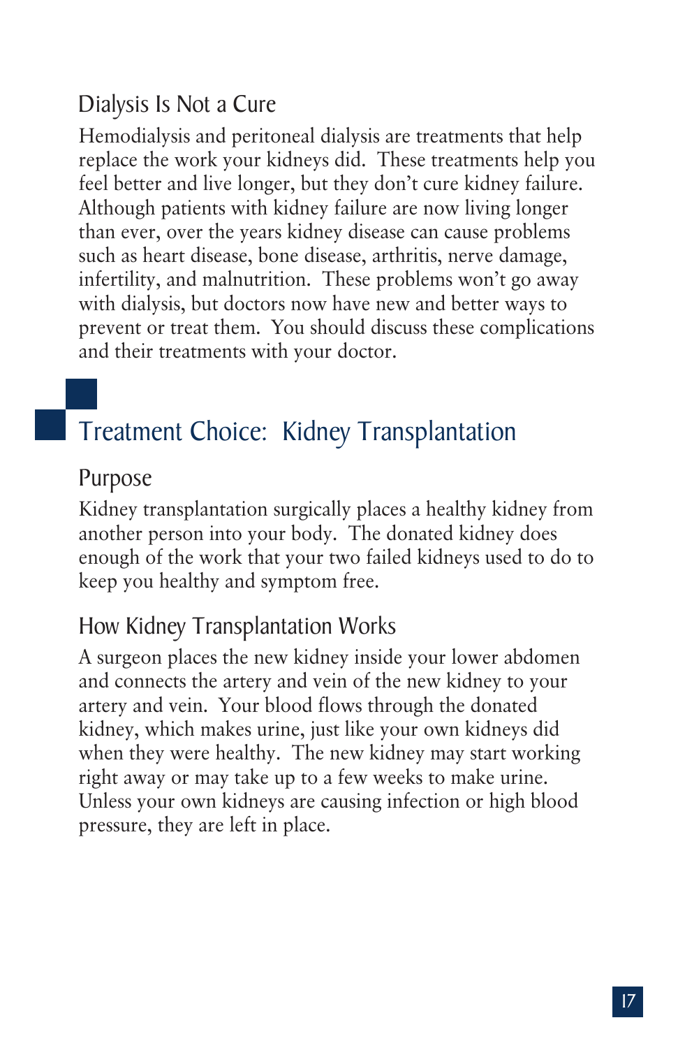### Dialysis Is Not a Cure

Hemodialysis and peritoneal dialysis are treatments that help replace the work your kidneys did. These treatments help you feel better and live longer, but they don't cure kidney failure. Although patients with kidney failure are now living longer than ever, over the years kidney disease can cause problems such as heart disease, bone disease, arthritis, nerve damage, infertility, and malnutrition. These problems won't go away with dialysis, but doctors now have new and better ways to prevent or treat them. You should discuss these complications and their treatments with your doctor.

## Treatment Choice: Kidney Transplantation

### Purpose

Kidney transplantation surgically places a healthy kidney from another person into your body. The donated kidney does enough of the work that your two failed kidneys used to do to keep you healthy and symptom free.

### How Kidney Transplantation Works

A surgeon places the new kidney inside your lower abdomen and connects the artery and vein of the new kidney to your artery and vein. Your blood flows through the donated kidney, which makes urine, just like your own kidneys did when they were healthy. The new kidney may start working right away or may take up to a few weeks to make urine. Unless your own kidneys are causing infection or high blood pressure, they are left in place.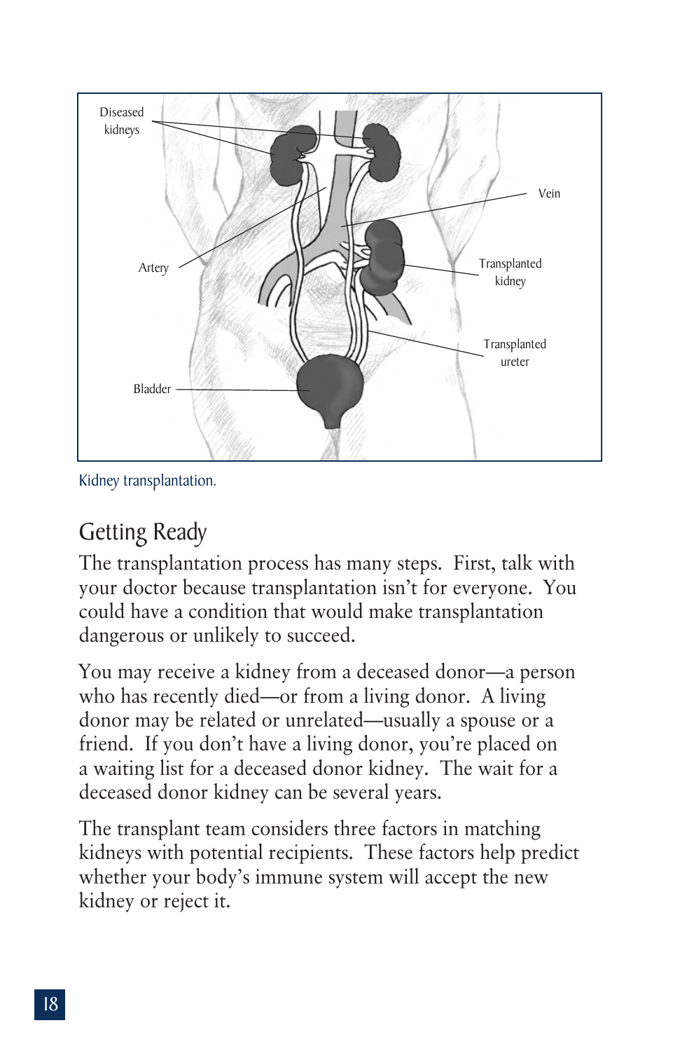Diseased kidneys

Vein

Artery

Transplanted kidney

Transplanted ureter

Bladder

Kidney transplantation.

## Getting Ready

The transplantation process has many steps. First, talk with your doctor because transplantation isn't for everyone. You could have a condition that would make transplantation dangerous or unlikely to succeed.

You may receive a kidney from a deceased donor—a person who has recently died—or from a living donor. A living donor may be related or unrelated—usually a spouse or a friend. If you don't have a living donor, you're placed on a waiting list for a deceased donor kidney. The wait for a deceased donor kidney can be several years.

The transplant team considers three factors in matching kidneys with potential recipients. These factors help predict whether your body's immune system will accept the new kidney or reject it.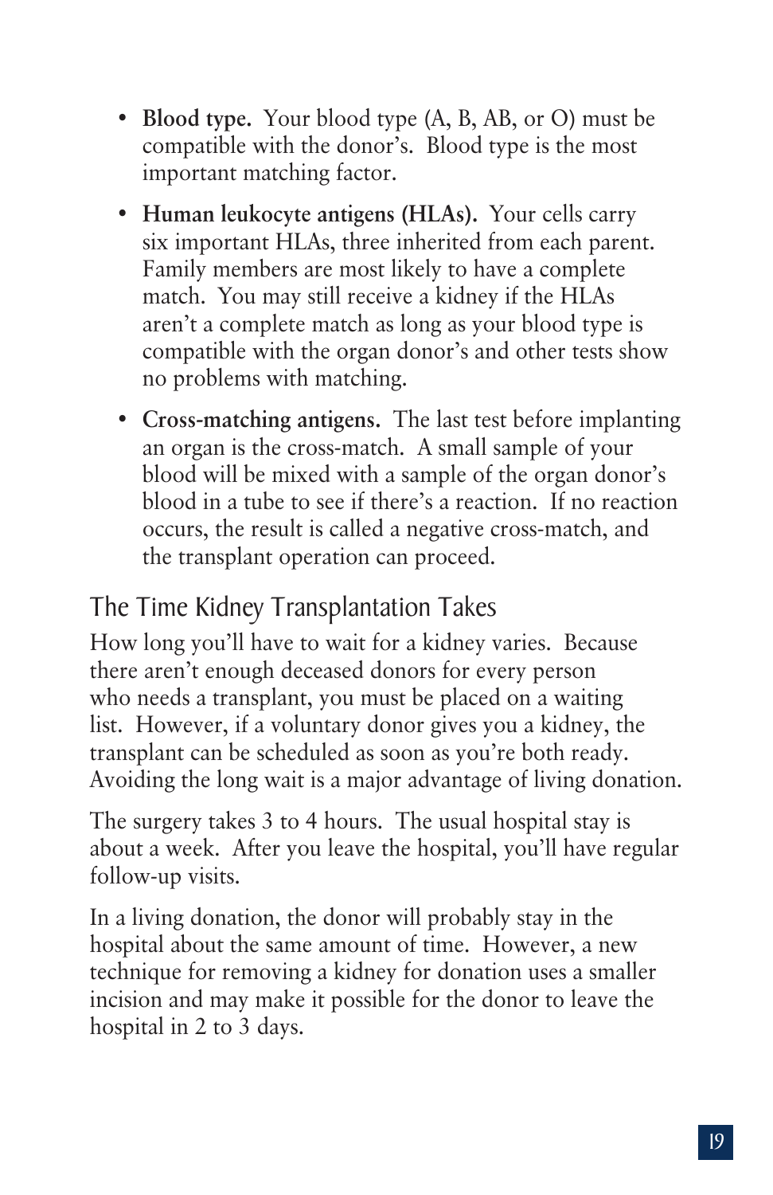- **Blood type.** Your blood type (A, B, AB, or O) must be compatible with the donor's. Blood type is the most important matching factor.

- **Human leukocyte antigens (HLAs).** Your cells carry six important HLAs, three inherited from each parent. Family members are most likely to have a complete match. You may still receive a kidney if the HLAs aren't a complete match as long as your blood type is compatible with the organ donor's and other tests show no problems with matching.

- **Cross-matching antigens.** The last test before implanting an organ is the cross-match. A small sample of your blood will be mixed with a sample of the organ donor's blood in a tube to see if there's a reaction. If no reaction occurs, the result is called a negative cross-match, and the transplant operation can proceed.

## The Time Kidney Transplantation Takes

How long you'll have to wait for a kidney varies. Because there aren't enough deceased donors for every person who needs a transplant, you must be placed on a waiting list. However, if a voluntary donor gives you a kidney, the transplant can be scheduled as soon as you're both ready. Avoiding the long wait is a major advantage of living donation.

The surgery takes 3 to 4 hours. The usual hospital stay is about a week. After you leave the hospital, you'll have regular follow-up visits.

In a living donation, the donor will probably stay in the hospital about the same amount of time. However, a new technique for removing a kidney for donation uses a smaller incision and may make it possible for the donor to leave the hospital in 2 to 3 days.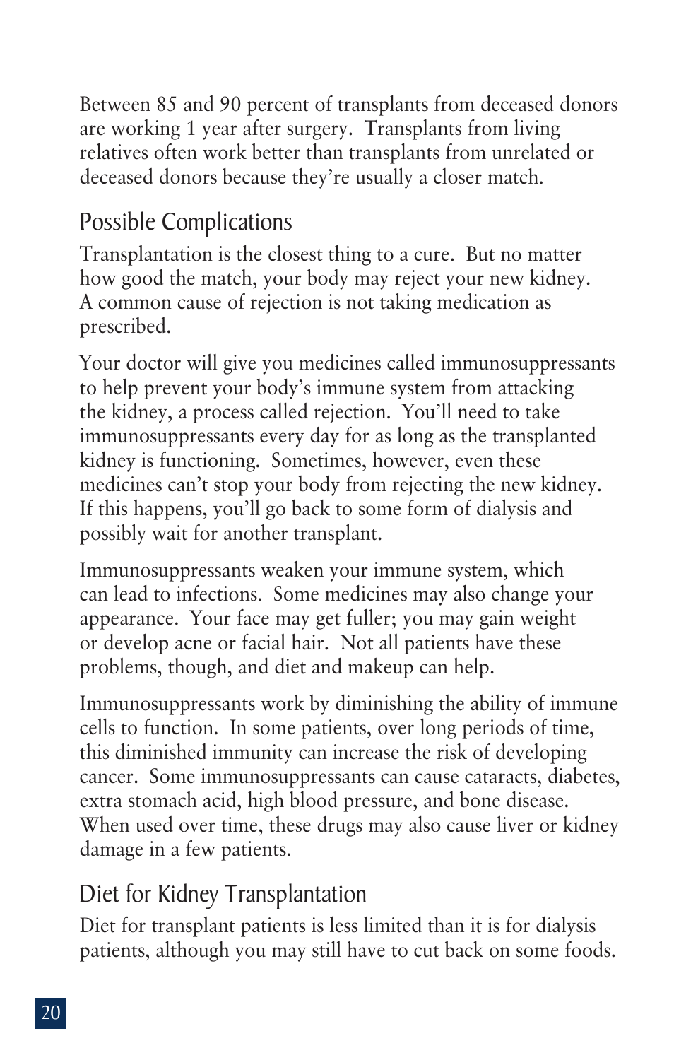Between 85 and 90 percent of transplants from deceased donors are working 1 year after surgery. Transplants from living relatives often work better than transplants from unrelated or deceased donors because they're usually a closer match.

## Possible Complications

Transplantation is the closest thing to a cure. But no matter how good the match, your body may reject your new kidney. A common cause of rejection is not taking medication as prescribed.

Your doctor will give you medicines called immunosuppressants to help prevent your body's immune system from attacking the kidney, a process called rejection. You'll need to take immunosuppressants every day for as long as the transplanted kidney is functioning. Sometimes, however, even these medicines can't stop your body from rejecting the new kidney. If this happens, you'll go back to some form of dialysis and possibly wait for another transplant.

Immunosuppressants weaken your immune system, which can lead to infections. Some medicines may also change your appearance. Your face may get fuller; you may gain weight or develop acne or facial hair. Not all patients have these problems, though, and diet and makeup can help.

Immunosuppressants work by diminishing the ability of immune cells to function. In some patients, over long periods of time, this diminished immunity can increase the risk of developing cancer. Some immunosuppressants can cause cataracts, diabetes, extra stomach acid, high blood pressure, and bone disease. When used over time, these drugs may also cause liver or kidney damage in a few patients.

## Diet for Kidney Transplantation

Diet for transplant patients is less limited than it is for dialysis patients, although you may still have to cut back on some foods.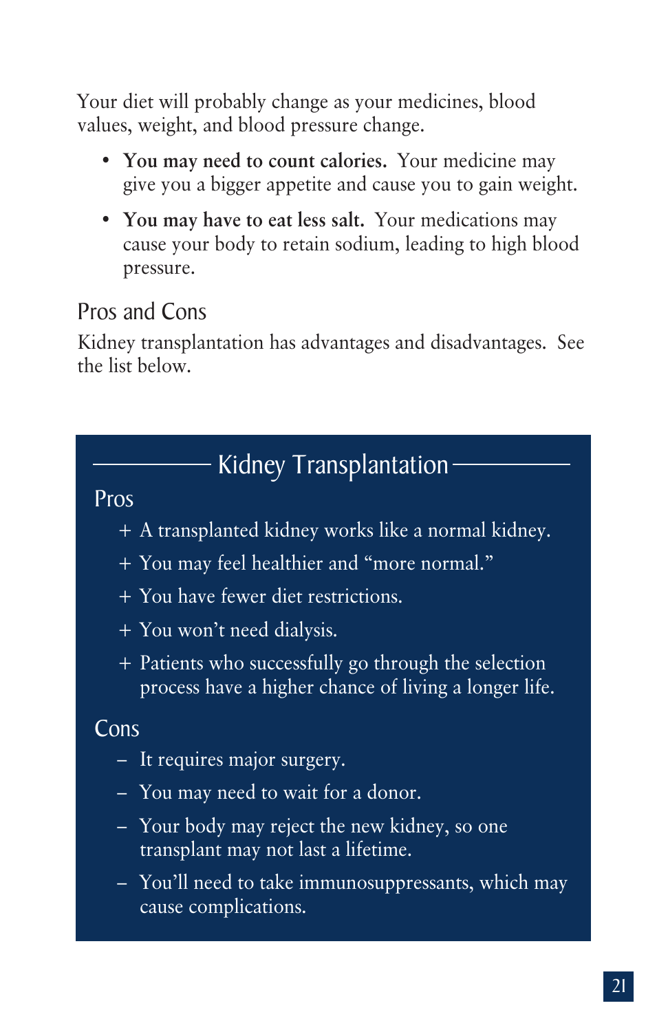Your diet will probably change as your medicines, blood values, weight, and blood pressure change.

- **You may need to count calories.** Your medicine may give you a bigger appetite and cause you to gain weight.
- **You may have to eat less salt.** Your medications may cause your body to retain sodium, leading to high blood pressure.

## Pros and Cons

Kidney transplantation has advantages and disadvantages. See the list below.

### Kidney Transplantation

#### Pros

+ A transplanted kidney works like a normal kidney.
+ You may feel healthier and "more normal."
+ You have fewer diet restrictions.
+ You won't need dialysis.
+ Patients who successfully go through the selection process have a higher chance of living a longer life.

#### Cons

– It requires major surgery.

– You may need to wait for a donor.

– Your body may reject the new kidney, so one transplant may not last a lifetime.

– You'll need to take immunosuppressants, which may cause complications.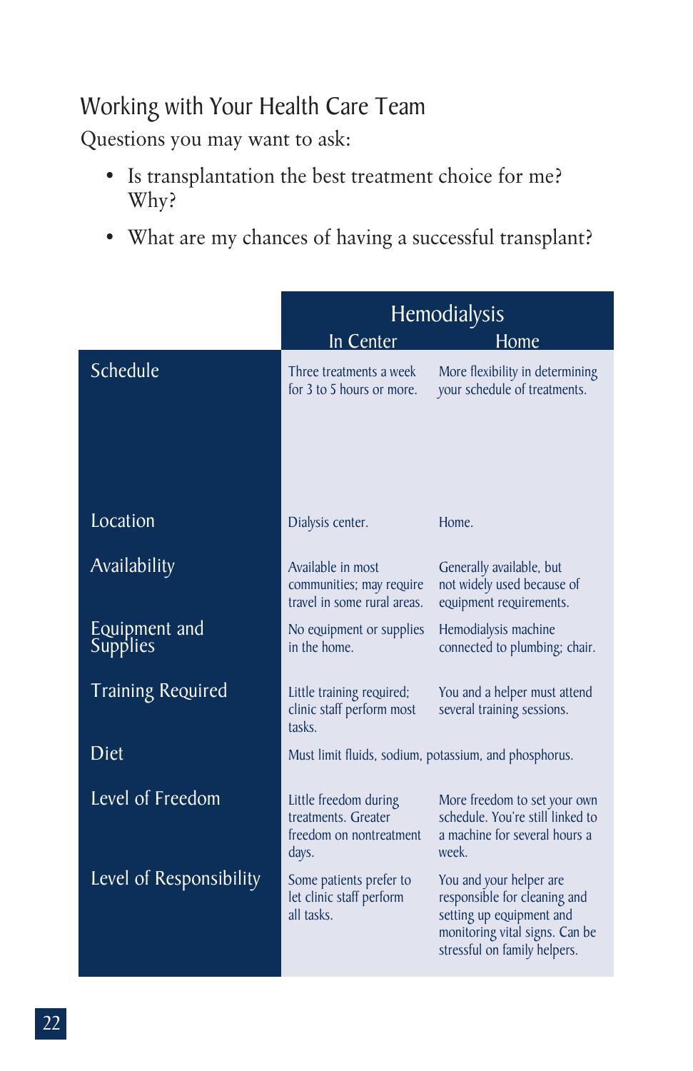## Working with Your Health Care Team

Questions you may want to ask:

- Is transplantation the best treatment choice for me? Why?
- What are my chances of having a successful transplant?

| | Hemodialysis | |
|---|---|---|
| | In Center | Home |
| Schedule | Three treatments a week for 3 to 5 hours or more. | More flexibility in determining your schedule of treatments. |
| Location | Dialysis center. | Home. |
| Availability | Available in most communities; may require travel in some rural areas. | Generally available, but not widely used because of equipment requirements. |
| Equipment and Supplies | No equipment or supplies in the home. | Hemodialysis machine connected to plumbing; chair. |
| Training Required | Little training required; clinic staff perform most tasks. | You and a helper must attend several training sessions. |
| Diet | Must limit fluids, sodium, potassium, and phosphorus. | |
| Level of Freedom | Little freedom during treatments. Greater freedom on nontreatment days. | More freedom to set your own schedule. You're still linked to a machine for several hours a week. |
| Level of Responsibility | Some patients prefer to let clinic staff perform all tasks. | You and your helper are responsible for cleaning and setting up equipment and monitoring vital signs. Can be stressful on family helpers. |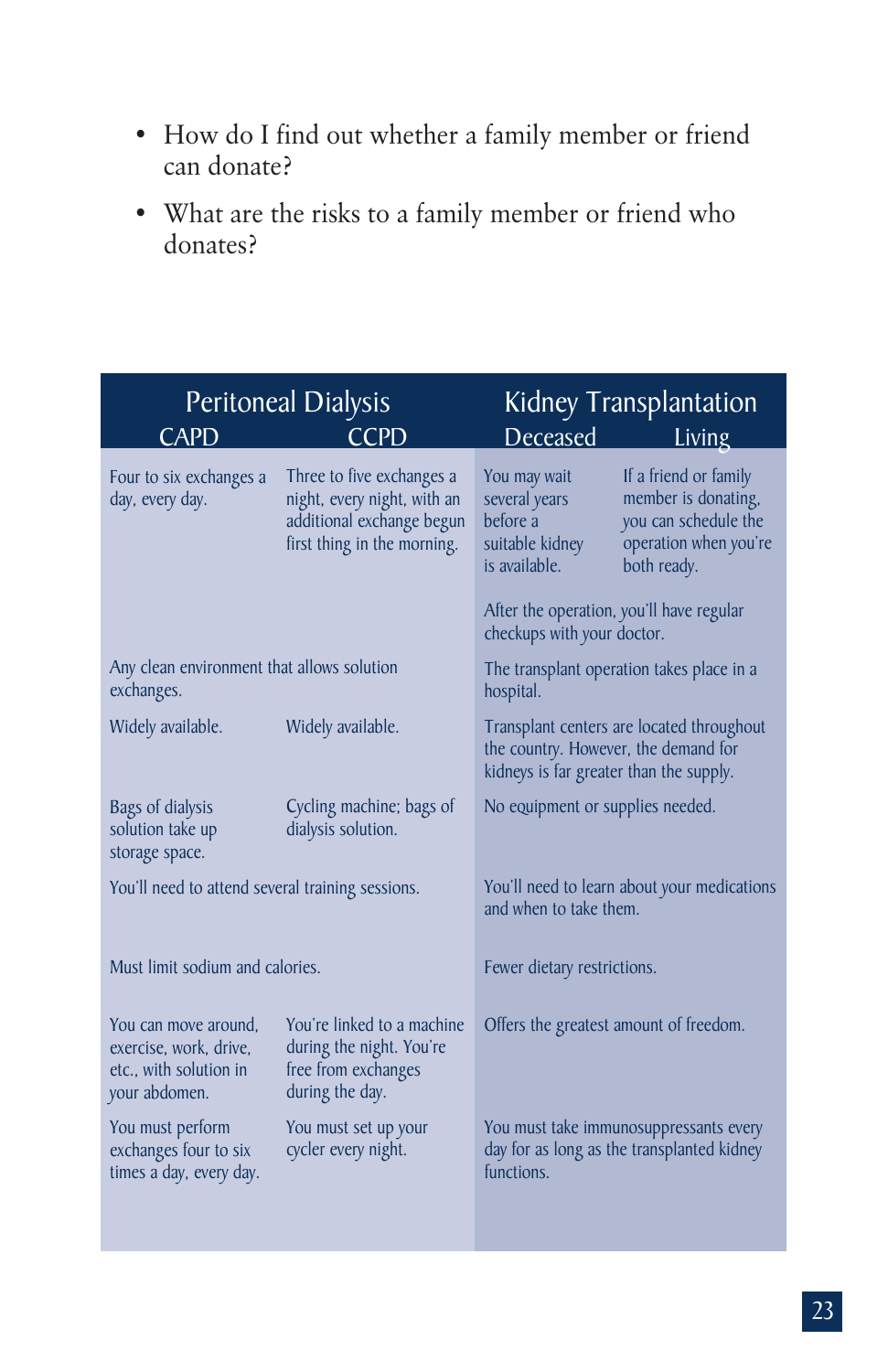- How do I find out whether a family member or friend can donate?
- What are the risks to a family member or friend who donates?

| Peritoneal Dialysis | | Kidney Transplantation | |
|---|---|---|---|
| CAPD | CCPD | Deceased | Living |
| Four to six exchanges a day, every day. | Three to five exchanges a night, every night, with an additional exchange begun first thing in the morning. | You may wait several years before a suitable kidney is available. | If a friend or family member is donating, you can schedule the operation when you're both ready. |
| | | After the operation, you'll have regular checkups with your doctor. | |
| Any clean environment that allows solution exchanges. | | The transplant operation takes place in a hospital. | |
| Widely available. | Widely available. | Transplant centers are located throughout the country. However, the demand for kidneys is far greater than the supply. | |
| Bags of dialysis solution take up storage space. | Cycling machine; bags of dialysis solution. | No equipment or supplies needed. | |
| You'll need to attend several training sessions. | | You'll need to learn about your medications and when to take them. | |
| Must limit sodium and calories. | | Fewer dietary restrictions. | |
| You can move around, exercise, work, drive, etc., with solution in your abdomen. | You're linked to a machine during the night. You're free from exchanges during the day. | Offers the greatest amount of freedom. | |
| You must perform exchanges four to six times a day, every day. | You must set up your cycler every night. | You must take immunosuppressants every day for as long as the transplanted kidney functions. | |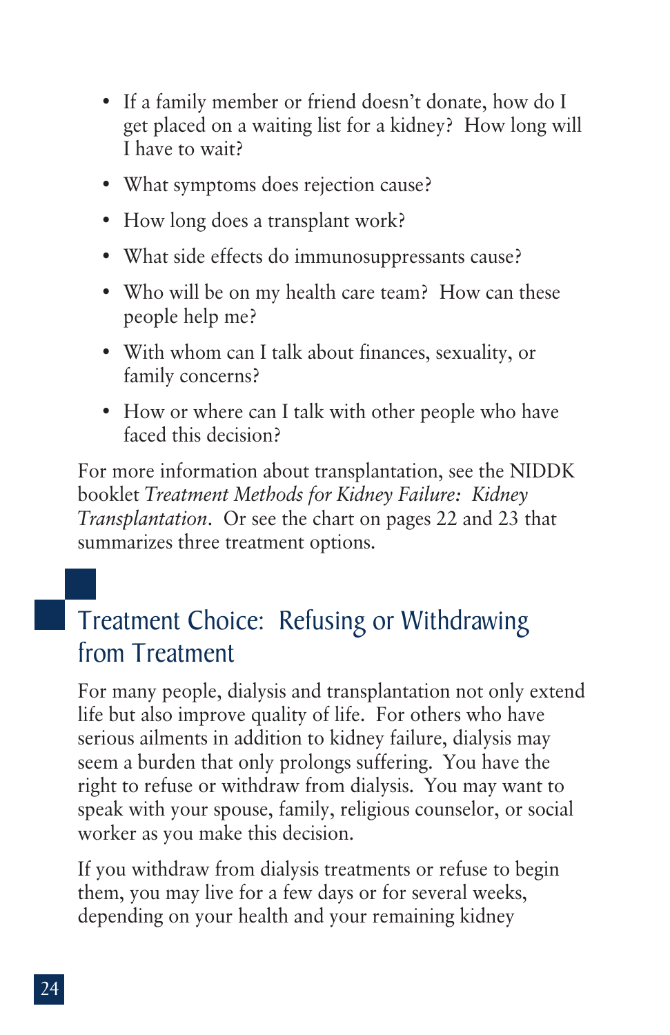- If a family member or friend doesn't donate, how do I get placed on a waiting list for a kidney? How long will I have to wait?
- What symptoms does rejection cause?
- How long does a transplant work?
- What side effects do immunosuppressants cause?
- Who will be on my health care team? How can these people help me?
- With whom can I talk about finances, sexuality, or family concerns?
- How or where can I talk with other people who have faced this decision?

For more information about transplantation, see the NIDDK booklet *Treatment Methods for Kidney Failure: Kidney Transplantation*. Or see the chart on pages 22 and 23 that summarizes three treatment options.

## Treatment Choice: Refusing or Withdrawing from Treatment

For many people, dialysis and transplantation not only extend life but also improve quality of life. For others who have serious ailments in addition to kidney failure, dialysis may seem a burden that only prolongs suffering. You have the right to refuse or withdraw from dialysis. You may want to speak with your spouse, family, religious counselor, or social worker as you make this decision.

If you withdraw from dialysis treatments or refuse to begin them, you may live for a few days or for several weeks, depending on your health and your remaining kidney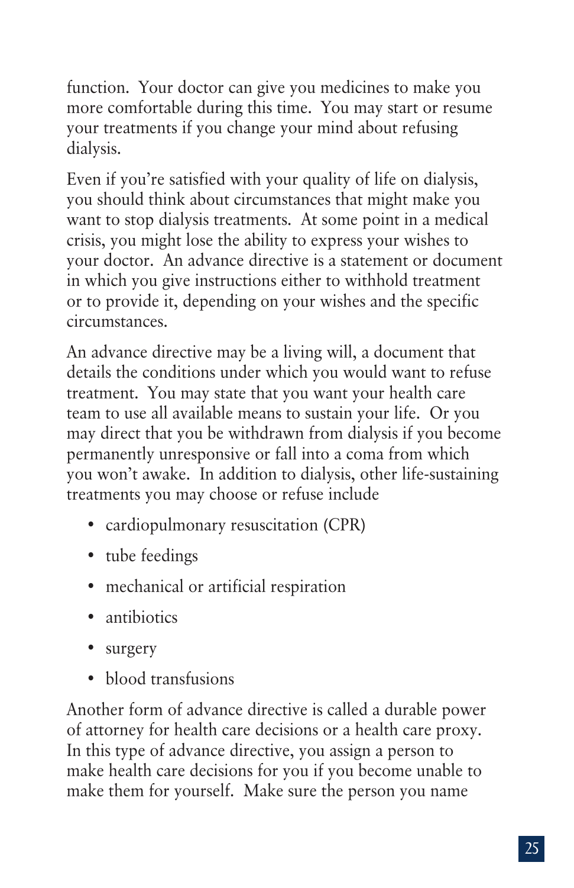function. Your doctor can give you medicines to make you more comfortable during this time. You may start or resume your treatments if you change your mind about refusing dialysis.

Even if you're satisfied with your quality of life on dialysis, you should think about circumstances that might make you want to stop dialysis treatments. At some point in a medical crisis, you might lose the ability to express your wishes to your doctor. An advance directive is a statement or document in which you give instructions either to withhold treatment or to provide it, depending on your wishes and the specific circumstances.

An advance directive may be a living will, a document that details the conditions under which you would want to refuse treatment. You may state that you want your health care team to use all available means to sustain your life. Or you may direct that you be withdrawn from dialysis if you become permanently unresponsive or fall into a coma from which you won't awake. In addition to dialysis, other life-sustaining treatments you may choose or refuse include

- cardiopulmonary resuscitation (CPR)
- tube feedings
- mechanical or artificial respiration
- antibiotics
- surgery
- blood transfusions

Another form of advance directive is called a durable power of attorney for health care decisions or a health care proxy. In this type of advance directive, you assign a person to make health care decisions for you if you become unable to make them for yourself. Make sure the person you name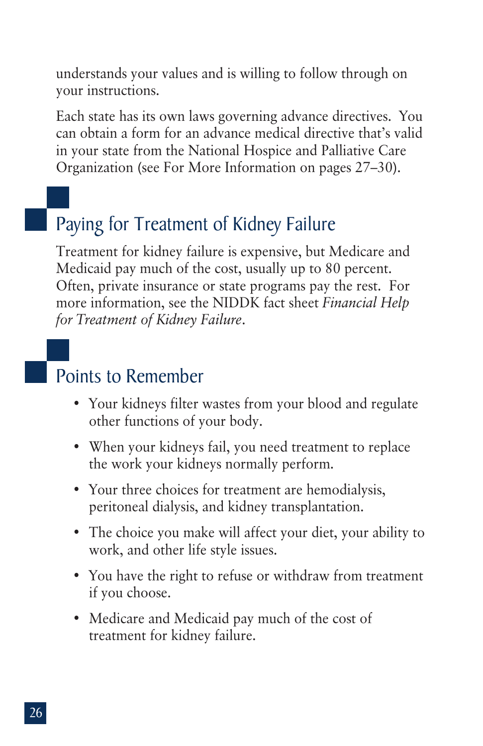understands your values and is willing to follow through on your instructions.

Each state has its own laws governing advance directives. You can obtain a form for an advance medical directive that's valid in your state from the National Hospice and Palliative Care Organization (see For More Information on pages 27–30).

## Paying for Treatment of Kidney Failure

Treatment for kidney failure is expensive, but Medicare and Medicaid pay much of the cost, usually up to 80 percent. Often, private insurance or state programs pay the rest. For more information, see the NIDDK fact sheet *Financial Help for Treatment of Kidney Failure*.

## Points to Remember

- Your kidneys filter wastes from your blood and regulate other functions of your body.
- When your kidneys fail, you need treatment to replace the work your kidneys normally perform.
- Your three choices for treatment are hemodialysis, peritoneal dialysis, and kidney transplantation.
- The choice you make will affect your diet, your ability to work, and other life style issues.
- You have the right to refuse or withdraw from treatment if you choose.
- Medicare and Medicaid pay much of the cost of treatment for kidney failure.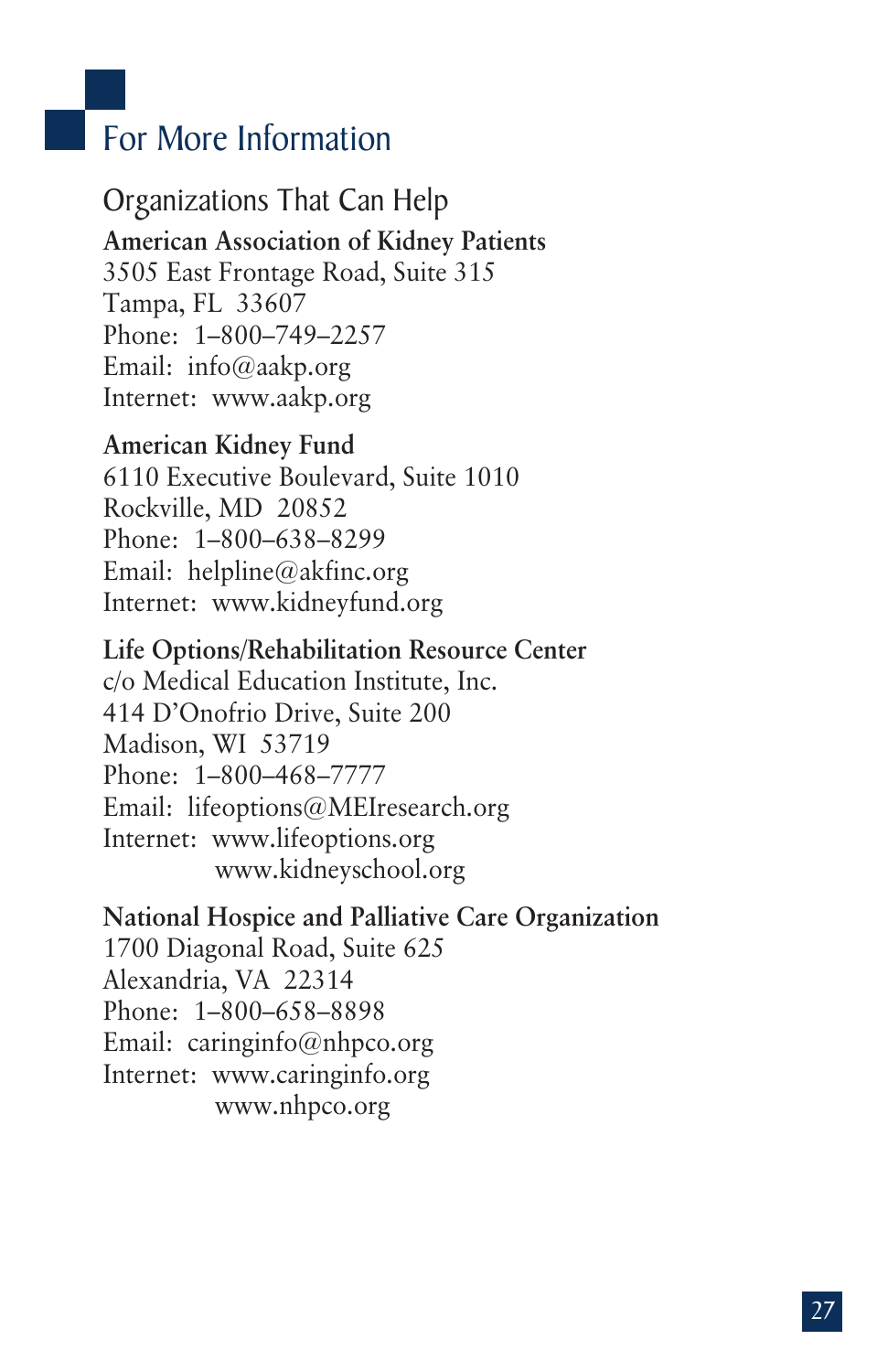# For More Information

## Organizations That Can Help

**American Association of Kidney Patients**
3505 East Frontage Road, Suite 315
Tampa, FL 33607
Phone: 1–800–749–2257
Email: info@aakp.org
Internet: www.aakp.org

**American Kidney Fund**
6110 Executive Boulevard, Suite 1010
Rockville, MD 20852
Phone: 1–800–638–8299
Email: helpline@akfinc.org
Internet: www.kidneyfund.org

**Life Options/Rehabilitation Resource Center**
c/o Medical Education Institute, Inc.
414 D'Onofrio Drive, Suite 200
Madison, WI 53719
Phone: 1–800–468–7777
Email: lifeoptions@MEIresearch.org
Internet: www.lifeoptions.org
www.kidneyschool.org

**National Hospice and Palliative Care Organization**
1700 Diagonal Road, Suite 625
Alexandria, VA 22314
Phone: 1–800–658–8898
Email: caringinfo@nhpco.org
Internet: www.caringinfo.org
www.nhpco.org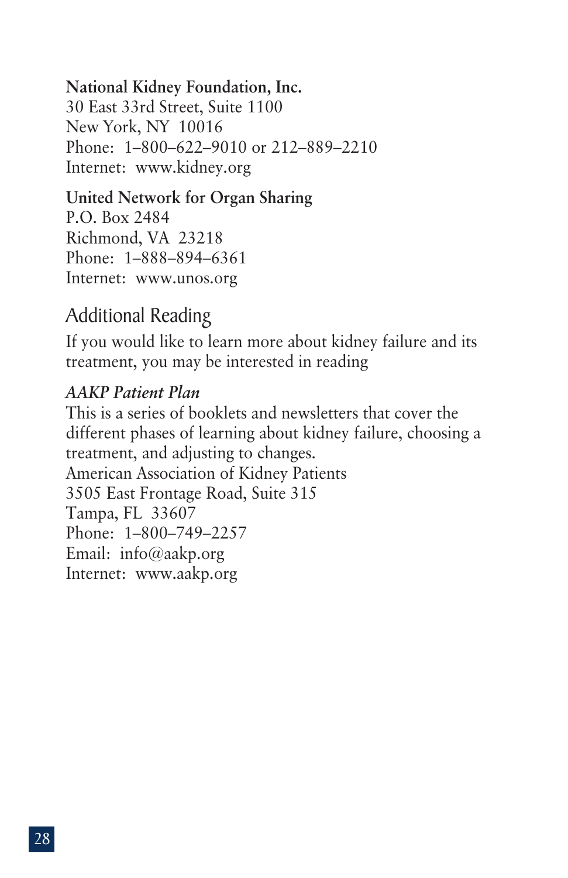**National Kidney Foundation, Inc.**
30 East 33rd Street, Suite 1100
New York, NY 10016
Phone: 1–800–622–9010 or 212–889–2210
Internet: www.kidney.org

**United Network for Organ Sharing**
P.O. Box 2484
Richmond, VA 23218
Phone: 1–888–894–6361
Internet: www.unos.org

## Additional Reading

If you would like to learn more about kidney failure and its treatment, you may be interested in reading

***AAKP Patient Plan***
This is a series of booklets and newsletters that cover the different phases of learning about kidney failure, choosing a treatment, and adjusting to changes.
American Association of Kidney Patients
3505 East Frontage Road, Suite 315
Tampa, FL 33607
Phone: 1–800–749–2257
Email: info@aakp.org
Internet: www.aakp.org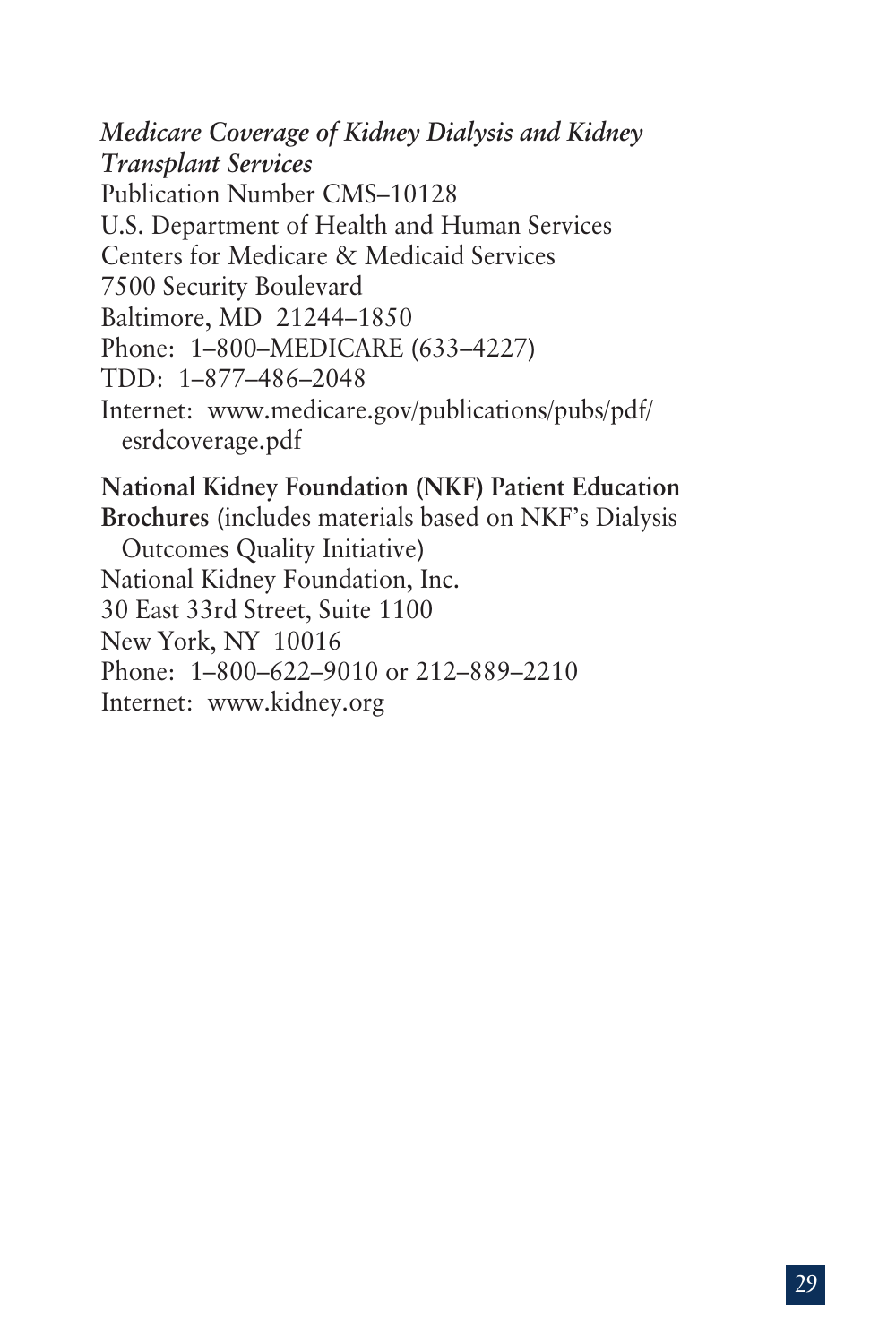*Medicare Coverage of Kidney Dialysis and Kidney Transplant Services*
Publication Number CMS–10128
U.S. Department of Health and Human Services
Centers for Medicare & Medicaid Services
7500 Security Boulevard
Baltimore, MD 21244–1850
Phone: 1–800–MEDICARE (633–4227)
TDD: 1–877–486–2048
Internet: www.medicare.gov/publications/pubs/pdf/esrdcoverage.pdf

**National Kidney Foundation (NKF) Patient Education Brochures** (includes materials based on NKF's Dialysis Outcomes Quality Initiative)
National Kidney Foundation, Inc.
30 East 33rd Street, Suite 1100
New York, NY 10016
Phone: 1–800–622–9010 or 212–889–2210
Internet: www.kidney.org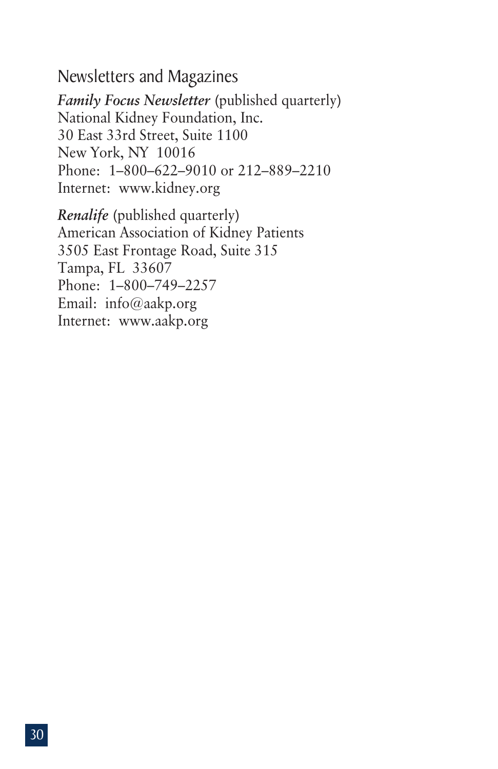## Newsletters and Magazines

***Family Focus Newsletter*** (published quarterly)
National Kidney Foundation, Inc.
30 East 33rd Street, Suite 1100
New York, NY 10016
Phone: 1–800–622–9010 or 212–889–2210
Internet: www.kidney.org

***Renalife*** (published quarterly)
American Association of Kidney Patients
3505 East Frontage Road, Suite 315
Tampa, FL 33607
Phone: 1–800–749–2257
Email: info@aakp.org
Internet: www.aakp.org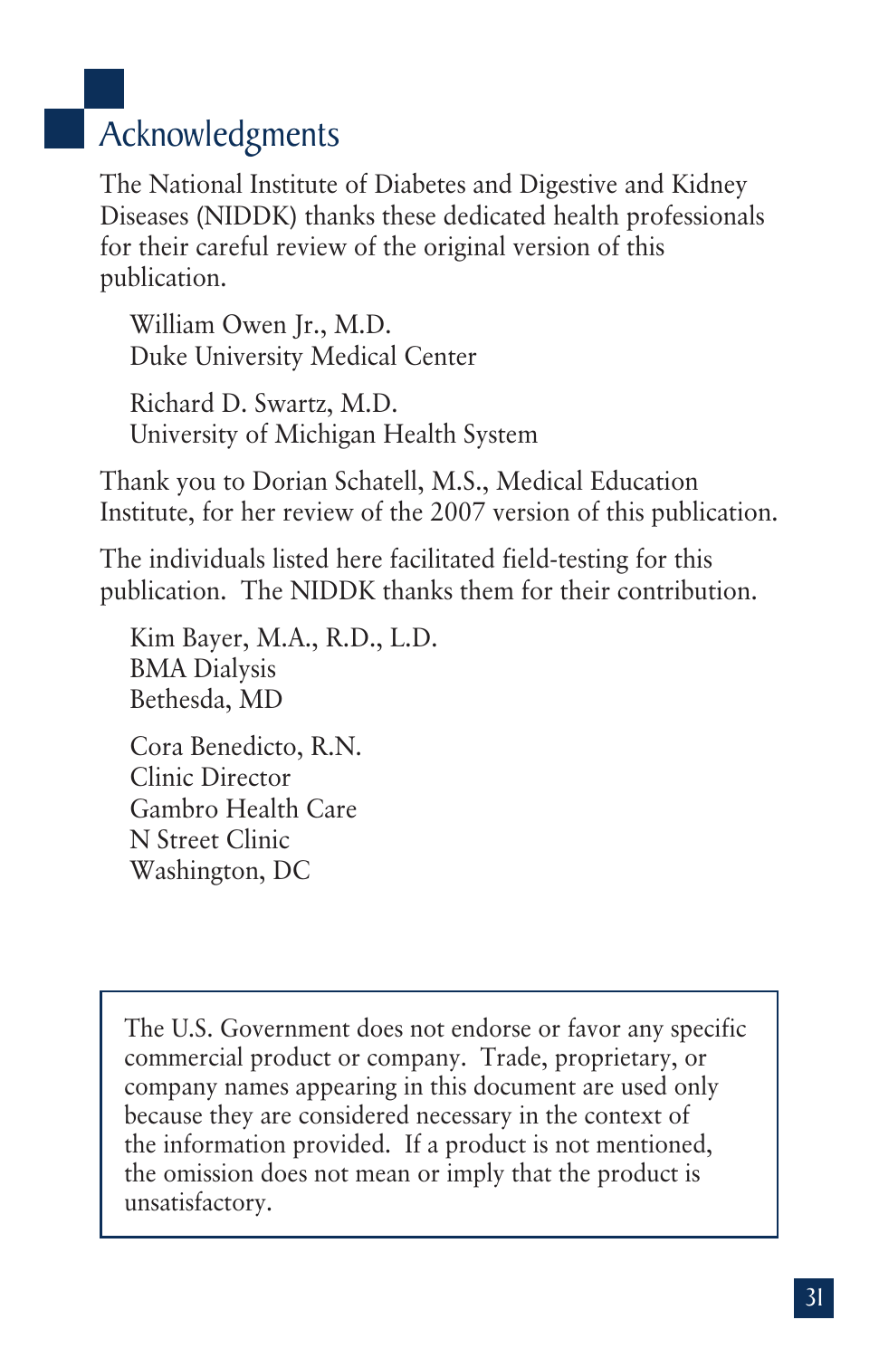# Acknowledgments

The National Institute of Diabetes and Digestive and Kidney Diseases (NIDDK) thanks these dedicated health professionals for their careful review of the original version of this publication.

William Owen Jr., M.D.
Duke University Medical Center

Richard D. Swartz, M.D.
University of Michigan Health System

Thank you to Dorian Schatell, M.S., Medical Education Institute, for her review of the 2007 version of this publication.

The individuals listed here facilitated field-testing for this publication. The NIDDK thanks them for their contribution.

Kim Bayer, M.A., R.D., L.D.
BMA Dialysis
Bethesda, MD

Cora Benedicto, R.N.
Clinic Director
Gambro Health Care
N Street Clinic
Washington, DC

The U.S. Government does not endorse or favor any specific commercial product or company. Trade, proprietary, or company names appearing in this document are used only because they are considered necessary in the context of the information provided. If a product is not mentioned, the omission does not mean or imply that the product is unsatisfactory.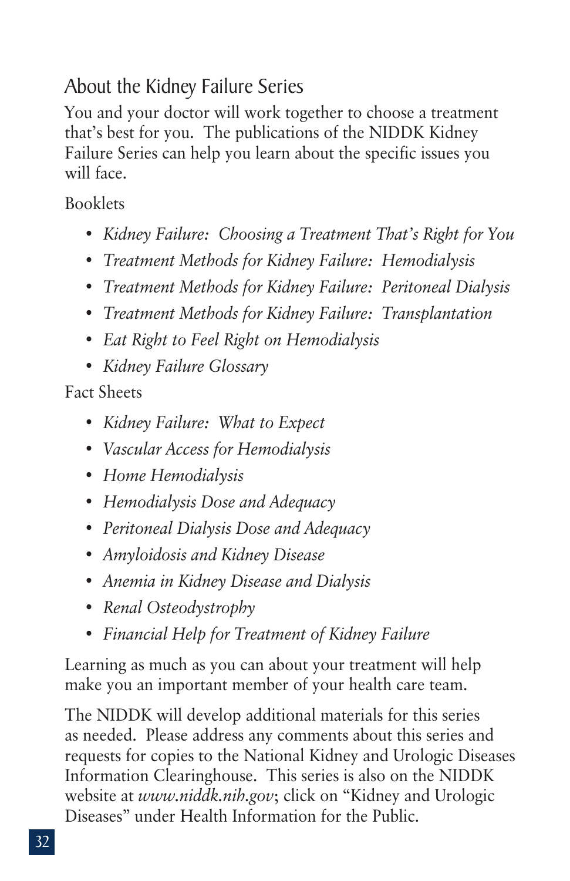## About the Kidney Failure Series

You and your doctor will work together to choose a treatment that's best for you. The publications of the NIDDK Kidney Failure Series can help you learn about the specific issues you will face.

Booklets

- *Kidney Failure: Choosing a Treatment That's Right for You*
- *Treatment Methods for Kidney Failure: Hemodialysis*
- *Treatment Methods for Kidney Failure: Peritoneal Dialysis*
- *Treatment Methods for Kidney Failure: Transplantation*
- *Eat Right to Feel Right on Hemodialysis*
- *Kidney Failure Glossary*

Fact Sheets

- *Kidney Failure: What to Expect*
- *Vascular Access for Hemodialysis*
- *Home Hemodialysis*
- *Hemodialysis Dose and Adequacy*
- *Peritoneal Dialysis Dose and Adequacy*
- *Amyloidosis and Kidney Disease*
- *Anemia in Kidney Disease and Dialysis*
- *Renal Osteodystrophy*
- *Financial Help for Treatment of Kidney Failure*

Learning as much as you can about your treatment will help make you an important member of your health care team.

The NIDDK will develop additional materials for this series as needed. Please address any comments about this series and requests for copies to the National Kidney and Urologic Diseases Information Clearinghouse. This series is also on the NIDDK website at *www.niddk.nih.gov*; click on "Kidney and Urologic Diseases" under Health Information for the Public.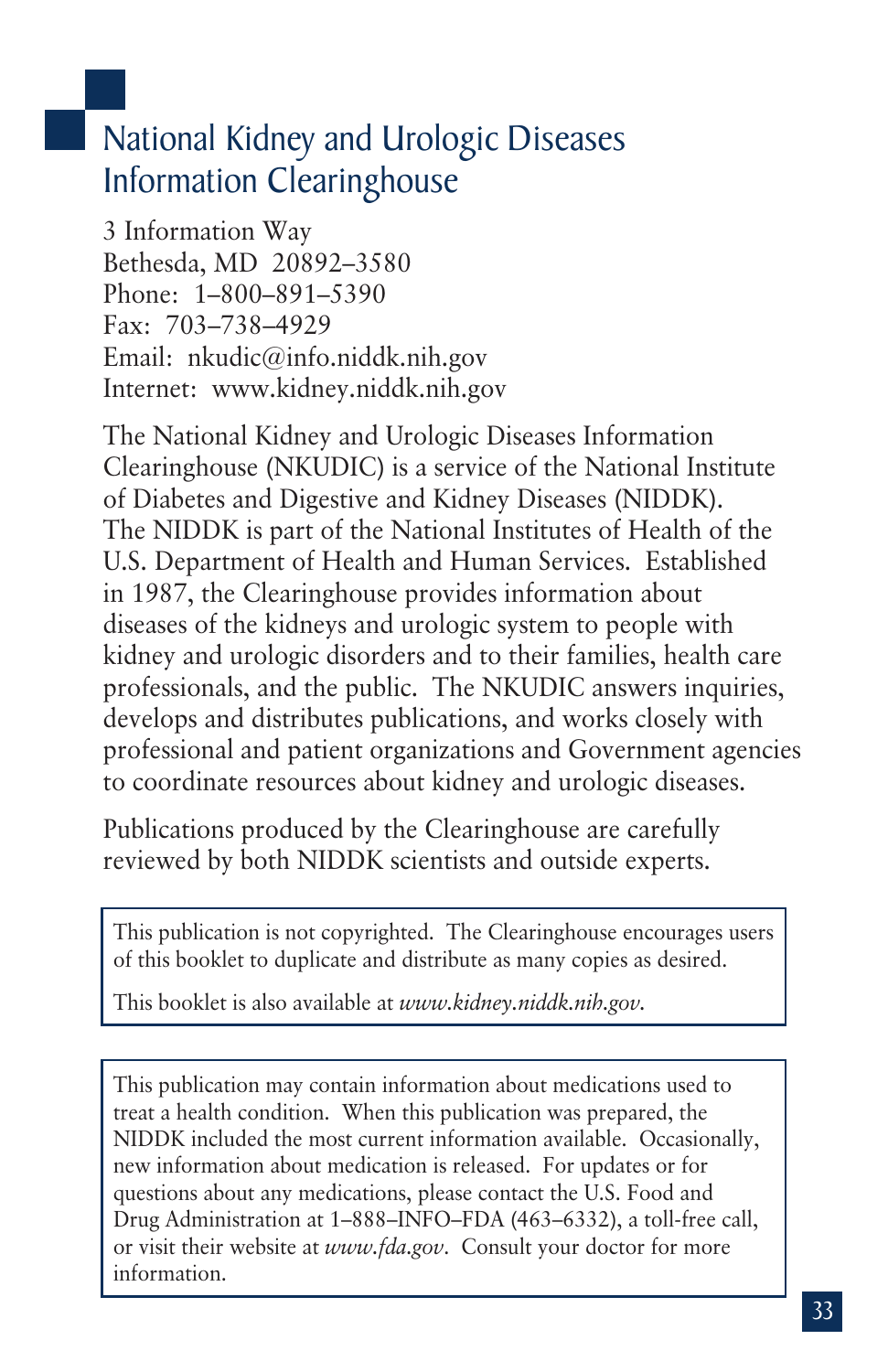# National Kidney and Urologic Diseases Information Clearinghouse

3 Information Way
Bethesda, MD 20892–3580
Phone: 1–800–891–5390
Fax: 703–738–4929
Email: nkudic@info.niddk.nih.gov
Internet: www.kidney.niddk.nih.gov

The National Kidney and Urologic Diseases Information Clearinghouse (NKUDIC) is a service of the National Institute of Diabetes and Digestive and Kidney Diseases (NIDDK). The NIDDK is part of the National Institutes of Health of the U.S. Department of Health and Human Services. Established in 1987, the Clearinghouse provides information about diseases of the kidneys and urologic system to people with kidney and urologic disorders and to their families, health care professionals, and the public. The NKUDIC answers inquiries, develops and distributes publications, and works closely with professional and patient organizations and Government agencies to coordinate resources about kidney and urologic diseases.

Publications produced by the Clearinghouse are carefully reviewed by both NIDDK scientists and outside experts.

This publication is not copyrighted. The Clearinghouse encourages users of this booklet to duplicate and distribute as many copies as desired.

This booklet is also available at *www.kidney.niddk.nih.gov*.

This publication may contain information about medications used to treat a health condition. When this publication was prepared, the NIDDK included the most current information available. Occasionally, new information about medication is released. For updates or for questions about any medications, please contact the U.S. Food and Drug Administration at 1–888–INFO–FDA (463–6332), a toll-free call, or visit their website at *www.fda.gov*. Consult your doctor for more information.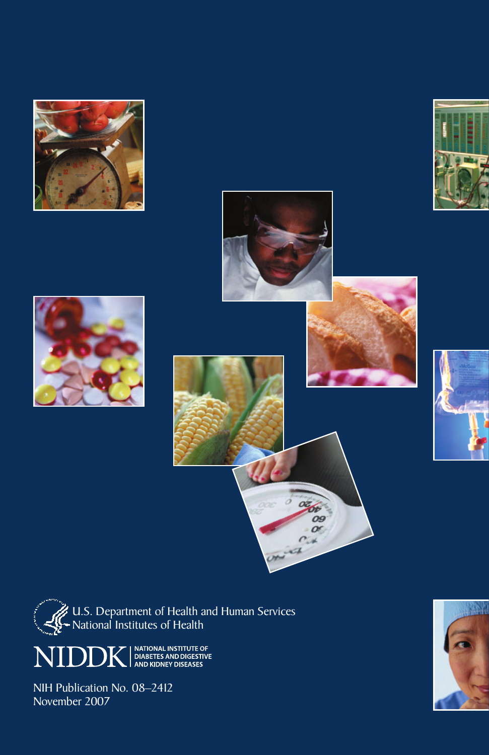U.S. Department of Health and Human Services
National Institutes of Health

NIDDK | NATIONAL INSTITUTE OF DIABETES AND DIGESTIVE AND KIDNEY DISEASES

NIH Publication No. 08–2412
November 2007